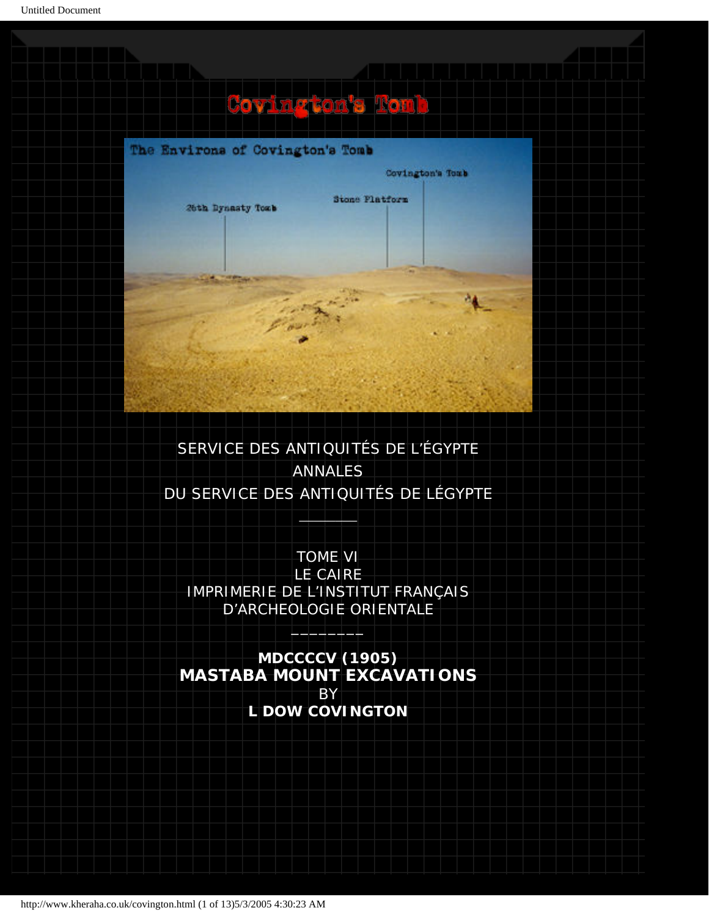# Covington's Tomb

SERVICE DES ANTIQUITÉS DE L'ÉGYPTE

ANNALES

DU SERVICE DES ANTIQUITÉS DE LÉGYPTE

---

TOME VI

LE CAIRE

IMPRIMERIE DE L'INSTITUT FRANÇAIS

D'ARCHEOLOGIE ORIENTALE

---

**MDCCCCV (1905)**

**MASTABA MOUNT EXCAVATIONS**

BY

**L DOW COVINGTON**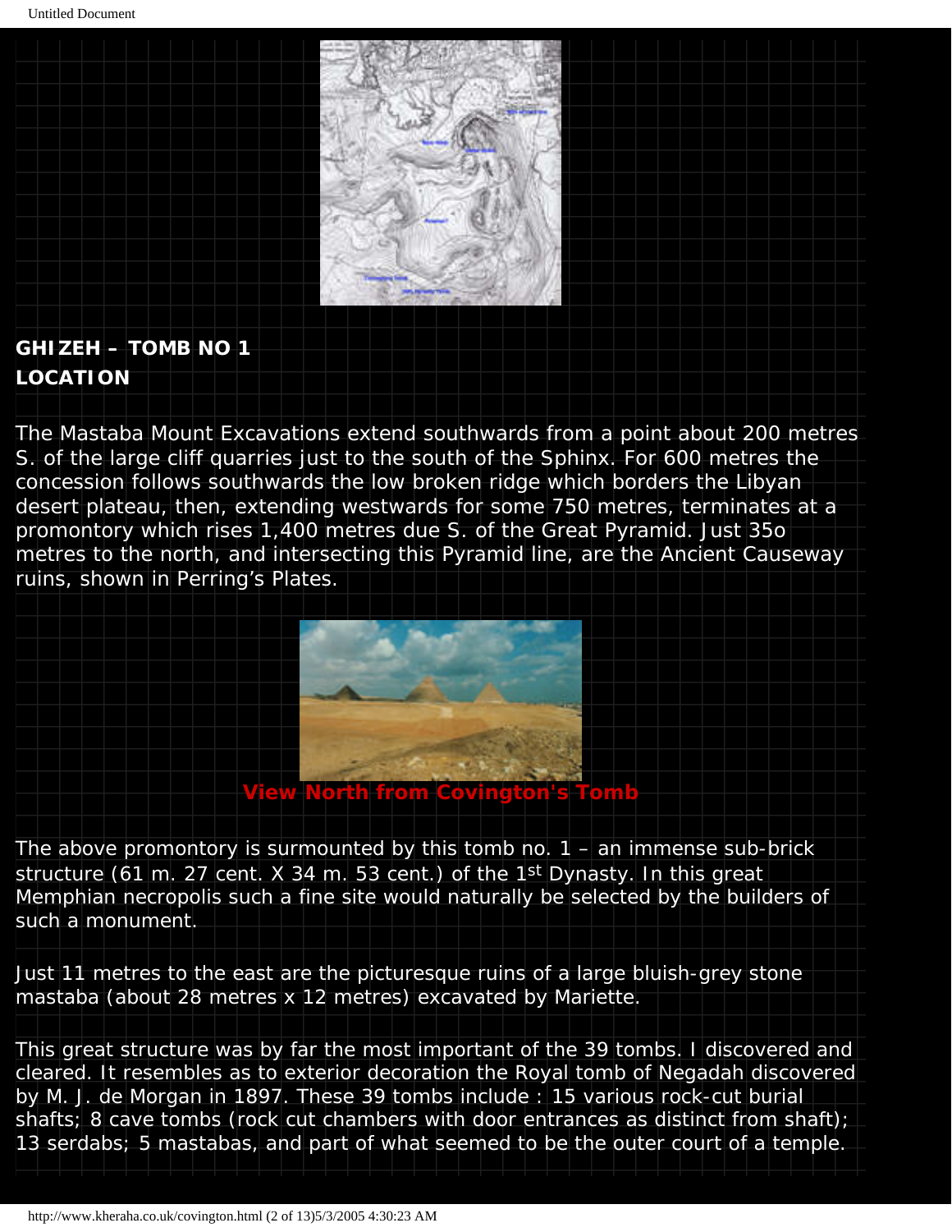## GHIZEH – TOMB NO 1

## LOCATION

The Mastaba Mount Excavations extend southwards from a point about 200 metres S. of the large cliff quarries just to the south of the Sphinx. For 600 metres the concession follows southwards the low broken ridge which borders the Libyan desert plateau, then, extending westwards for some 750 metres, terminates at a promontory which rises 1,400 metres due S. of the Great Pyramid. Just 35o metres to the north, and intersecting this Pyramid line, are the Ancient Causeway ruins, shown in Perring's Plates.

**View North from Covington's Tomb**

The above promontory is surmounted by this tomb no. 1 – an immense sub-brick structure (61 m. 27 cent. X 34 m. 53 cent.) of the 1st Dynasty. In this great Memphian necropolis such a fine site would naturally be selected by the builders of such a monument.

Just 11 metres to the east are the picturesque ruins of a large bluish-grey stone mastaba (about 28 metres x 12 metres) excavated by Mariette.

This great structure was by far the most important of the 39 tombs. I discovered and cleared. It resembles as to exterior decoration the Royal tomb of Negadah discovered by M. J. de Morgan in 1897. These 39 tombs include : 15 various rock-cut burial shafts; 8 cave tombs (rock cut chambers with door entrances as distinct from shaft); 13 serdabs; 5 mastabas, and part of what seemed to be the outer court of a temple.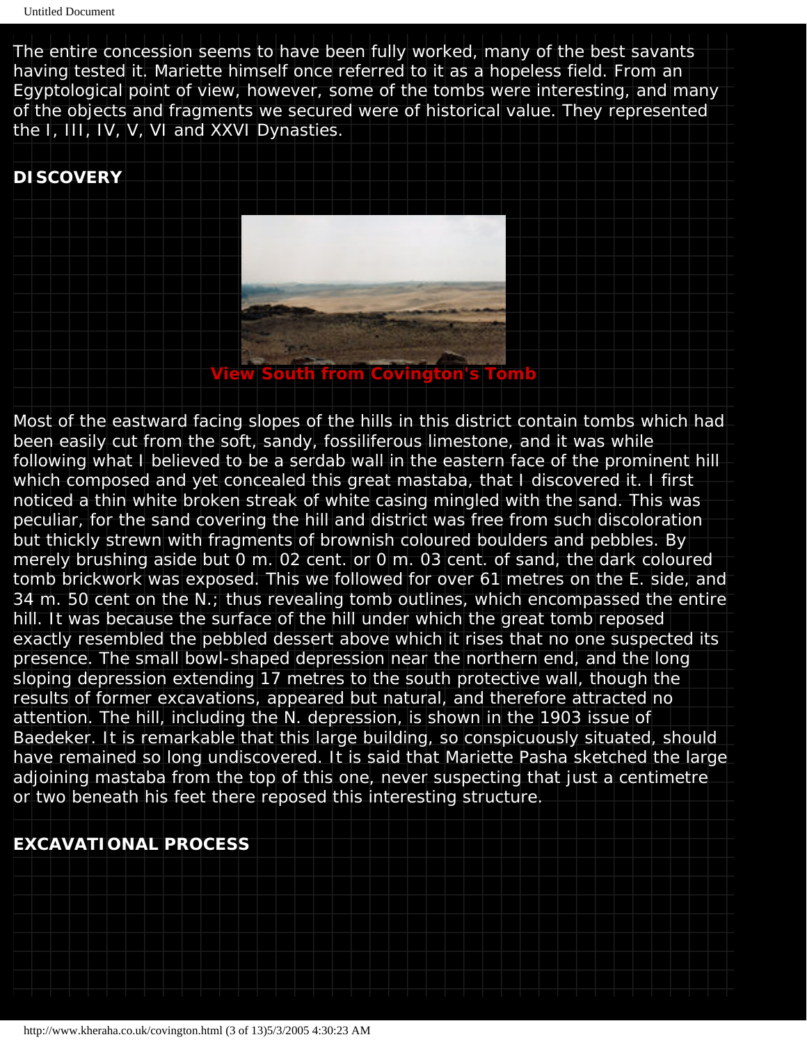The entire concession seems to have been fully worked, many of the best savants having tested it. Mariette himself once referred to it as a hopeless field. From an Egyptological point of view, however, some of the tombs were interesting, and many of the objects and fragments we secured were of historical value. They represented the I, III, IV, V, VI and XXVI Dynasties.

## DISCOVERY

**View South from Covington's Tomb**

Most of the eastward facing slopes of the hills in this district contain tombs which had been easily cut from the soft, sandy, fossiliferous limestone, and it was while following what I believed to be a serdab wall in the eastern face of the prominent hill which composed and yet concealed this great mastaba, that I discovered it. I first noticed a thin white broken streak of white casing mingled with the sand. This was peculiar, for the sand covering the hill and district was free from such discoloration but thickly strewn with fragments of brownish coloured boulders and pebbles. By merely brushing aside but 0 m. 02 cent. or 0 m. 03 cent. of sand, the dark coloured tomb brickwork was exposed. This we followed for over 61 metres on the E. side, and 34 m. 50 cent on the N.; thus revealing tomb outlines, which encompassed the entire hill. It was because the surface of the hill under which the great tomb reposed exactly resembled the pebbled dessert above which it rises that no one suspected its presence. The small bowl-shaped depression near the northern end, and the long sloping depression extending 17 metres to the south protective wall, though the results of former excavations, appeared but natural, and therefore attracted no attention. The hill, including the N. depression, is shown in the 1903 issue of Baedeker. It is remarkable that this large building, so conspicuously situated, should have remained so long undiscovered. It is said that Mariette Pasha sketched the large adjoining mastaba from the top of this one, never suspecting that just a centimetre or two beneath his feet there reposed this interesting structure.

## EXCAVATIONAL PROCESS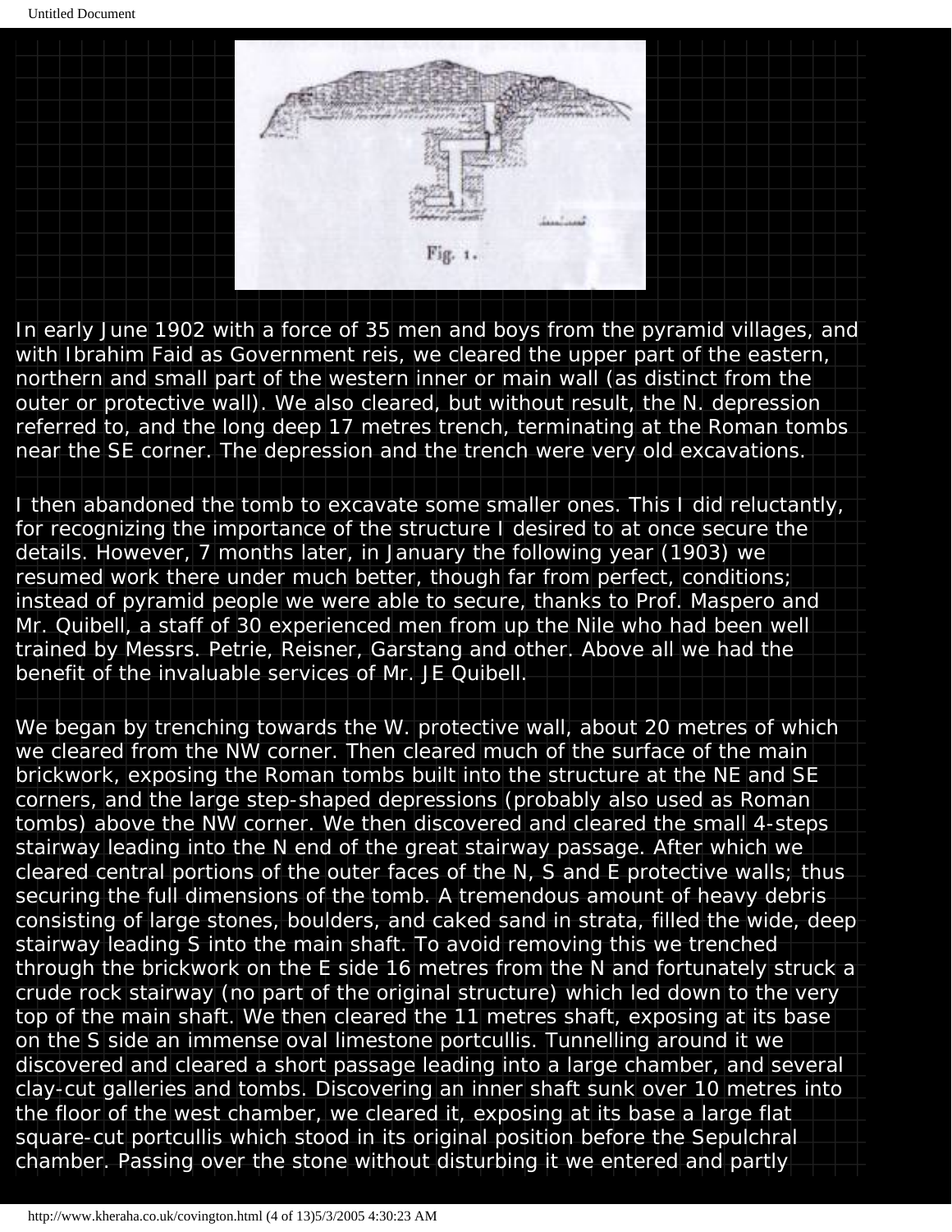Fig. 1.

In early June 1902 with a force of 35 men and boys from the pyramid villages, and with Ibrahim Faid as Government reis, we cleared the upper part of the eastern, northern and small part of the western inner or main wall (as distinct from the outer or protective wall). We also cleared, but without result, the N. depression referred to, and the long deep 17 metres trench, terminating at the Roman tombs near the SE corner. The depression and the trench were very old excavations.

I then abandoned the tomb to excavate some smaller ones. This I did reluctantly, for recognizing the importance of the structure I desired to at once secure the details. However, 7 months later, in January the following year (1903) we resumed work there under much better, though far from perfect, conditions; instead of pyramid people we were able to secure, thanks to Prof. Maspero and Mr. Quibell, a staff of 30 experienced men from up the Nile who had been well trained by Messrs. Petrie, Reisner, Garstang and other. Above all we had the benefit of the invaluable services of Mr. JE Quibell.

We began by trenching towards the W. protective wall, about 20 metres of which we cleared from the NW corner. Then cleared much of the surface of the main brickwork, exposing the Roman tombs built into the structure at the NE and SE corners, and the large step-shaped depressions (probably also used as Roman tombs) above the NW corner. We then discovered and cleared the small 4-steps stairway leading into the N end of the great stairway passage. After which we cleared central portions of the outer faces of the N, S and E protective walls; thus securing the full dimensions of the tomb. A tremendous amount of heavy debris consisting of large stones, boulders, and caked sand in strata, filled the wide, deep stairway leading S into the main shaft. To avoid removing this we trenched through the brickwork on the E side 16 metres from the N and fortunately struck a crude rock stairway (no part of the original structure) which led down to the very top of the main shaft. We then cleared the 11 metres shaft, exposing at its base on the S side an immense oval limestone portcullis. Tunnelling around it we discovered and cleared a short passage leading into a large chamber, and several clay-cut galleries and tombs. Discovering an inner shaft sunk over 10 metres into the floor of the west chamber, we cleared it, exposing at its base a large flat square-cut portcullis which stood in its original position before the Sepulchral chamber. Passing over the stone without disturbing it we entered and partly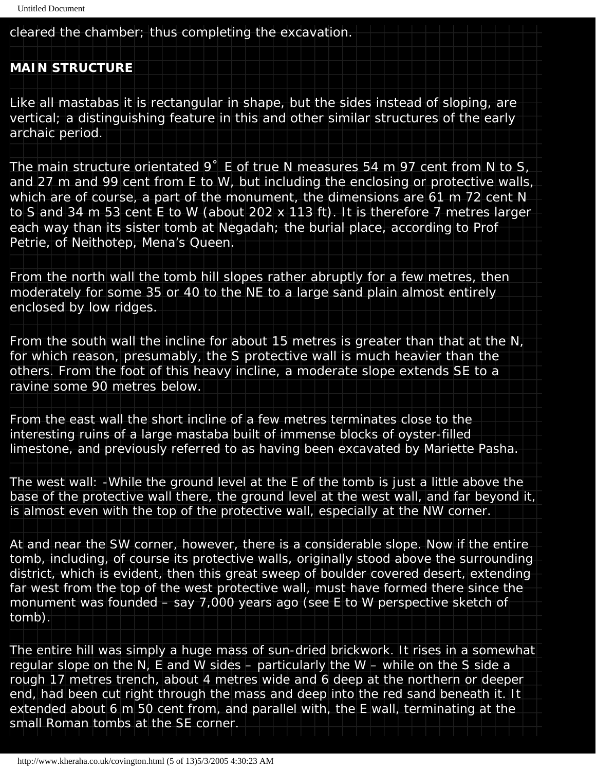cleared the chamber; thus completing the excavation.

**MAIN STRUCTURE**

Like all mastabas it is rectangular in shape, but the sides instead of sloping, are vertical; a distinguishing feature in this and other similar structures of the early archaic period.

The main structure orientated 9˚ E of true N measures 54 m 97 cent from N to S, and 27 m and 99 cent from E to W, but including the enclosing or protective walls, which are of course, a part of the monument, the dimensions are 61 m 72 cent N to S and 34 m 53 cent E to W (about 202 x 113 ft). It is therefore 7 metres larger each way than its sister tomb at Negadah; the burial place, according to Prof Petrie, of Neithotep, Mena's Queen.

From the north wall the tomb hill slopes rather abruptly for a few metres, then moderately for some 35 or 40 to the NE to a large sand plain almost entirely enclosed by low ridges.

From the south wall the incline for about 15 metres is greater than that at the N, for which reason, presumably, the S protective wall is much heavier than the others. From the foot of this heavy incline, a moderate slope extends SE to a ravine some 90 metres below.

From the east wall the short incline of a few metres terminates close to the interesting ruins of a large mastaba built of immense blocks of oyster-filled limestone, and previously referred to as having been excavated by Mariette Pasha.

The west wall: -While the ground level at the E of the tomb is just a little above the base of the protective wall there, the ground level at the west wall, and far beyond it, is almost even with the top of the protective wall, especially at the NW corner.

At and near the SW corner, however, there is a considerable slope. Now if the entire tomb, including, of course its protective walls, originally stood above the surrounding district, which is evident, then this great sweep of boulder covered desert, extending far west from the top of the west protective wall, must have formed there since the monument was founded – say 7,000 years ago (see E to W perspective sketch of tomb).

The entire hill was simply a huge mass of sun-dried brickwork. It rises in a somewhat regular slope on the N, E and W sides – particularly the W – while on the S side a rough 17 metres trench, about 4 metres wide and 6 deep at the northern or deeper end, had been cut right through the mass and deep into the red sand beneath it. It extended about 6 m 50 cent from, and parallel with, the E wall, terminating at the small Roman tombs at the SE corner.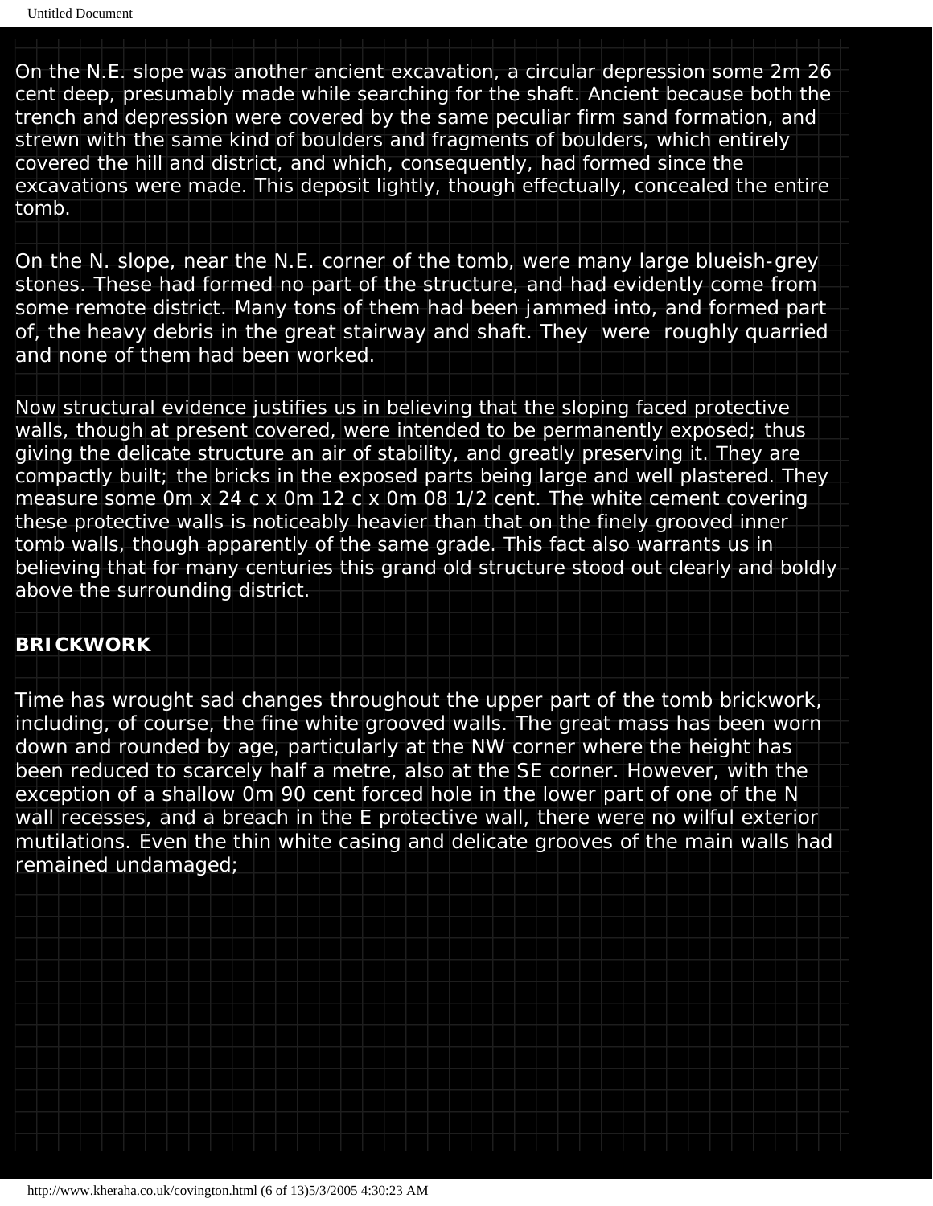On the N.E. slope was another ancient excavation, a circular depression some 2m 26 cent deep, presumably made while searching for the shaft. Ancient because both the trench and depression were covered by the same peculiar firm sand formation, and strewn with the same kind of boulders and fragments of boulders, which entirely covered the hill and district, and which, consequently, had formed since the excavations were made. This deposit lightly, though effectually, concealed the entire tomb.

On the N. slope, near the N.E. corner of the tomb, were many large blueish-grey stones. These had formed no part of the structure, and had evidently come from some remote district. Many tons of them had been jammed into, and formed part of, the heavy debris in the great stairway and shaft. They were roughly quarried and none of them had been worked.

Now structural evidence justifies us in believing that the sloping faced protective walls, though at present covered, were intended to be permanently exposed; thus giving the delicate structure an air of stability, and greatly preserving it. They are compactly built; the bricks in the exposed parts being large and well plastered. They measure some 0m x 24 c x 0m 12 c x 0m 08 1/2 cent. The white cement covering these protective walls is noticeably heavier than that on the finely grooved inner tomb walls, though apparently of the same grade. This fact also warrants us in believing that for many centuries this grand old structure stood out clearly and boldly above the surrounding district.

**BRICKWORK**

Time has wrought sad changes throughout the upper part of the tomb brickwork, including, of course, the fine white grooved walls. The great mass has been worn down and rounded by age, particularly at the NW corner where the height has been reduced to scarcely half a metre, also at the SE corner. However, with the exception of a shallow 0m 90 cent forced hole in the lower part of one of the N wall recesses, and a breach in the E protective wall, there were no wilful exterior mutilations. Even the thin white casing and delicate grooves of the main walls had remained undamaged;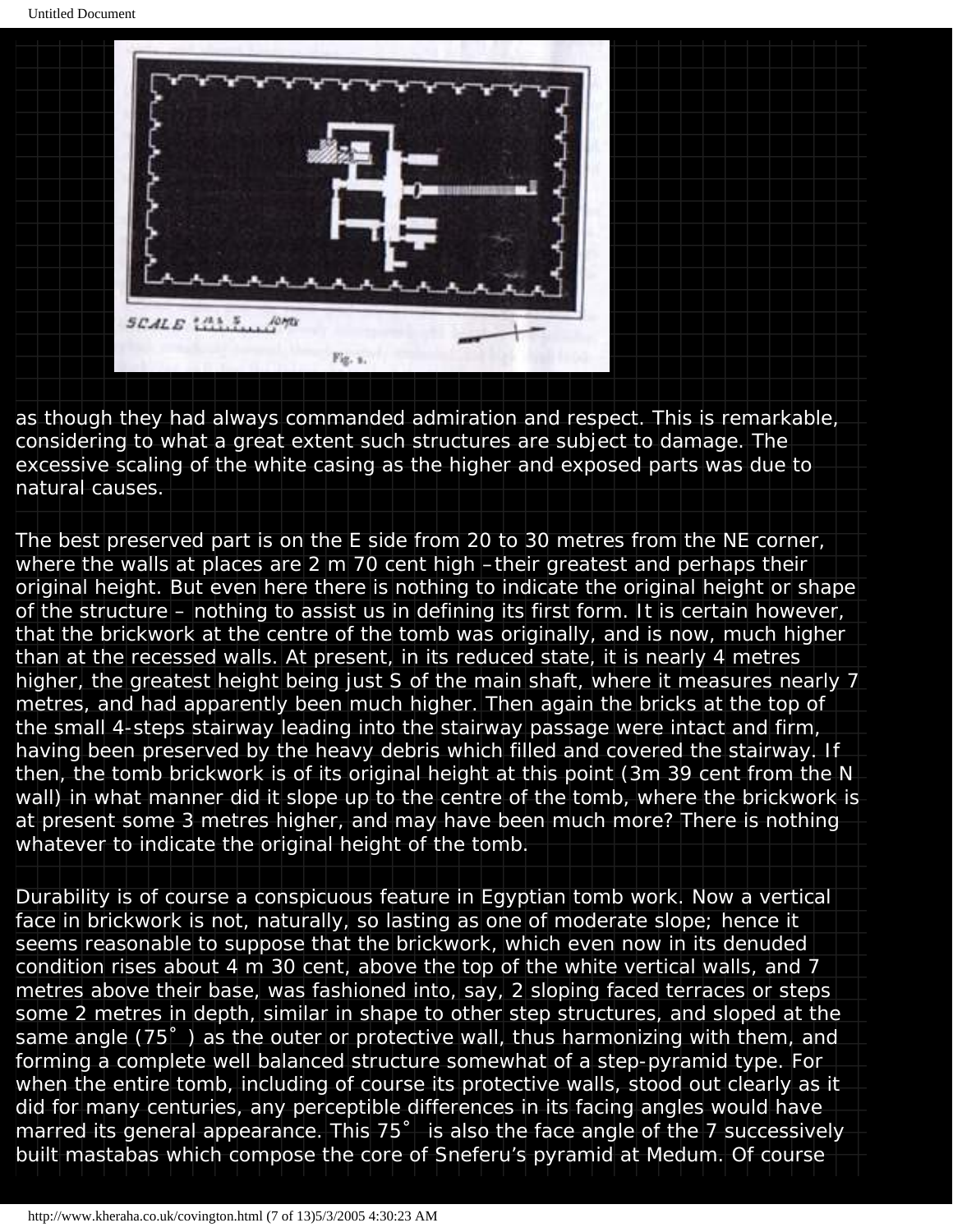as though they had always commanded admiration and respect. This is remarkable, considering to what a great extent such structures are subject to damage. The excessive scaling of the white casing as the higher and exposed parts was due to natural causes.

The best preserved part is on the E side from 20 to 30 metres from the NE corner, where the walls at places are 2 m 70 cent high –their greatest and perhaps their original height. But even here there is nothing to indicate the original height or shape of the structure – nothing to assist us in defining its first form. It is certain however, that the brickwork at the centre of the tomb was originally, and is now, much higher than at the recessed walls. At present, in its reduced state, it is nearly 4 metres higher, the greatest height being just S of the main shaft, where it measures nearly 7 metres, and had apparently been much higher. Then again the bricks at the top of the small 4-steps stairway leading into the stairway passage were intact and firm, having been preserved by the heavy debris which filled and covered the stairway. If then, the tomb brickwork is of its original height at this point (3m 39 cent from the N wall) in what manner did it slope up to the centre of the tomb, where the brickwork is at present some 3 metres higher, and may have been much more? There is nothing whatever to indicate the original height of the tomb.

Durability is of course a conspicuous feature in Egyptian tomb work. Now a vertical face in brickwork is not, naturally, so lasting as one of moderate slope; hence it seems reasonable to suppose that the brickwork, which even now in its denuded condition rises about 4 m 30 cent, above the top of the white vertical walls, and 7 metres above their base, was fashioned into, say, 2 sloping faced terraces or steps some 2 metres in depth, similar in shape to other step structures, and sloped at the same angle (75˚ ) as the outer or protective wall, thus harmonizing with them, and forming a complete well balanced structure somewhat of a step-pyramid type. For when the entire tomb, including of course its protective walls, stood out clearly as it did for many centuries, any perceptible differences in its facing angles would have marred its general appearance. This 75˚ is also the face angle of the 7 successively built mastabas which compose the core of Sneferu's pyramid at Medum. Of course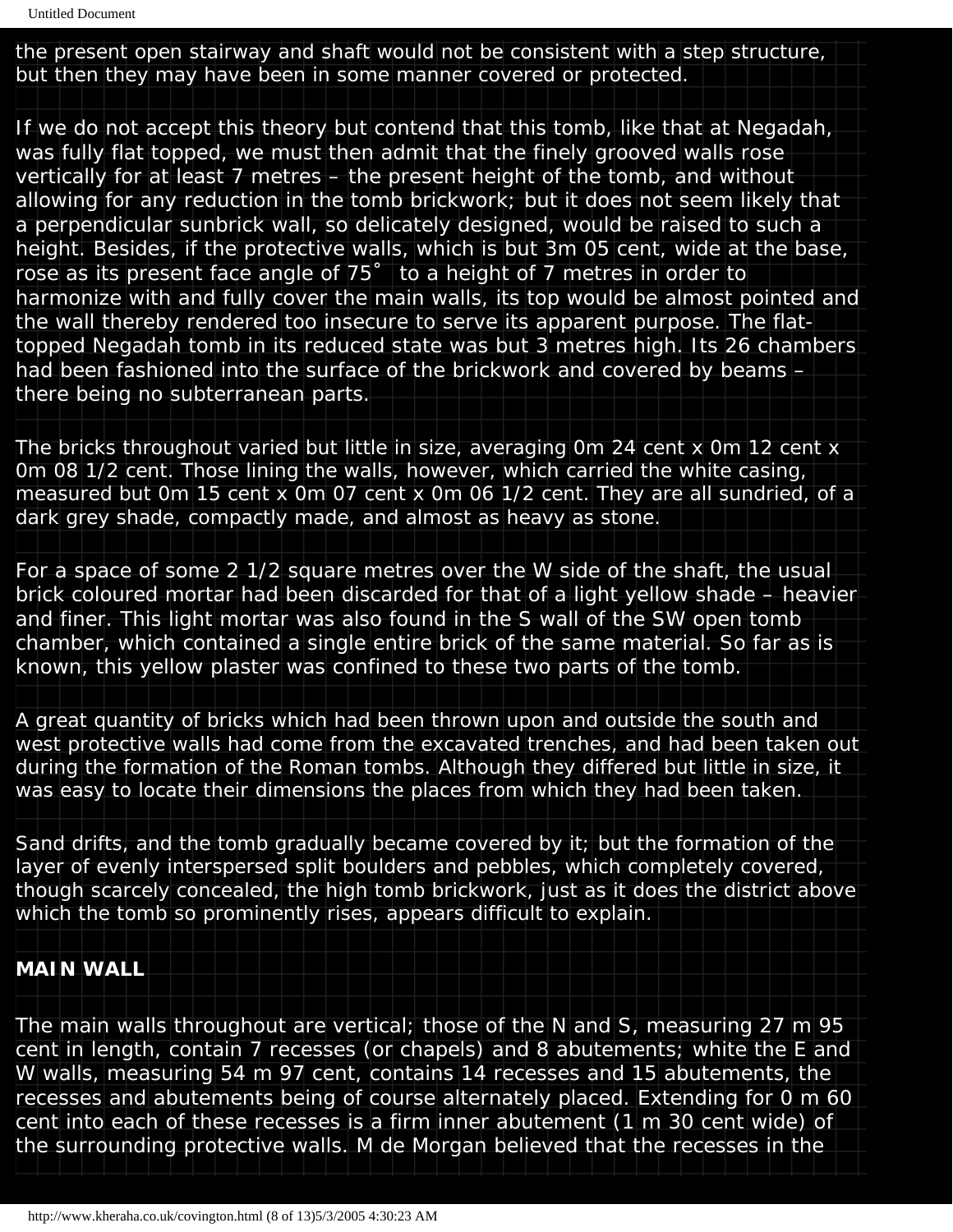the present open stairway and shaft would not be consistent with a step structure, but then they may have been in some manner covered or protected.

If we do not accept this theory but contend that this tomb, like that at Negadah, was fully flat topped, we must then admit that the finely grooved walls rose vertically for at least 7 metres – the present height of the tomb, and without allowing for any reduction in the tomb brickwork; but it does not seem likely that a perpendicular sunbrick wall, so delicately designed, would be raised to such a height. Besides, if the protective walls, which is but 3m 05 cent, wide at the base, rose as its present face angle of 75˚ to a height of 7 metres in order to harmonize with and fully cover the main walls, its top would be almost pointed and the wall thereby rendered too insecure to serve its apparent purpose. The flat-topped Negadah tomb in its reduced state was but 3 metres high. Its 26 chambers had been fashioned into the surface of the brickwork and covered by beams – there being no subterranean parts.

The bricks throughout varied but little in size, averaging 0m 24 cent x 0m 12 cent x 0m 08 1/2 cent. Those lining the walls, however, which carried the white casing, measured but 0m 15 cent x 0m 07 cent x 0m 06 1/2 cent. They are all sundried, of a dark grey shade, compactly made, and almost as heavy as stone.

For a space of some 2 1/2 square metres over the W side of the shaft, the usual brick coloured mortar had been discarded for that of a light yellow shade – heavier and finer. This light mortar was also found in the S wall of the SW open tomb chamber, which contained a single entire brick of the same material. So far as is known, this yellow plaster was confined to these two parts of the tomb.

A great quantity of bricks which had been thrown upon and outside the south and west protective walls had come from the excavated trenches, and had been taken out during the formation of the Roman tombs. Although they differed but little in size, it was easy to locate their dimensions the places from which they had been taken.

Sand drifts, and the tomb gradually became covered by it; but the formation of the layer of evenly interspersed split boulders and pebbles, which completely covered, though scarcely concealed, the high tomb brickwork, just as it does the district above which the tomb so prominently rises, appears difficult to explain.

**MAIN WALL**

The main walls throughout are vertical; those of the N and S, measuring 27 m 95 cent in length, contain 7 recesses (or chapels) and 8 abutements; white the E and W walls, measuring 54 m 97 cent, contains 14 recesses and 15 abutements, the recesses and abutements being of course alternately placed. Extending for 0 m 60 cent into each of these recesses is a firm inner abutement (1 m 30 cent wide) of the surrounding protective walls. M de Morgan believed that the recesses in the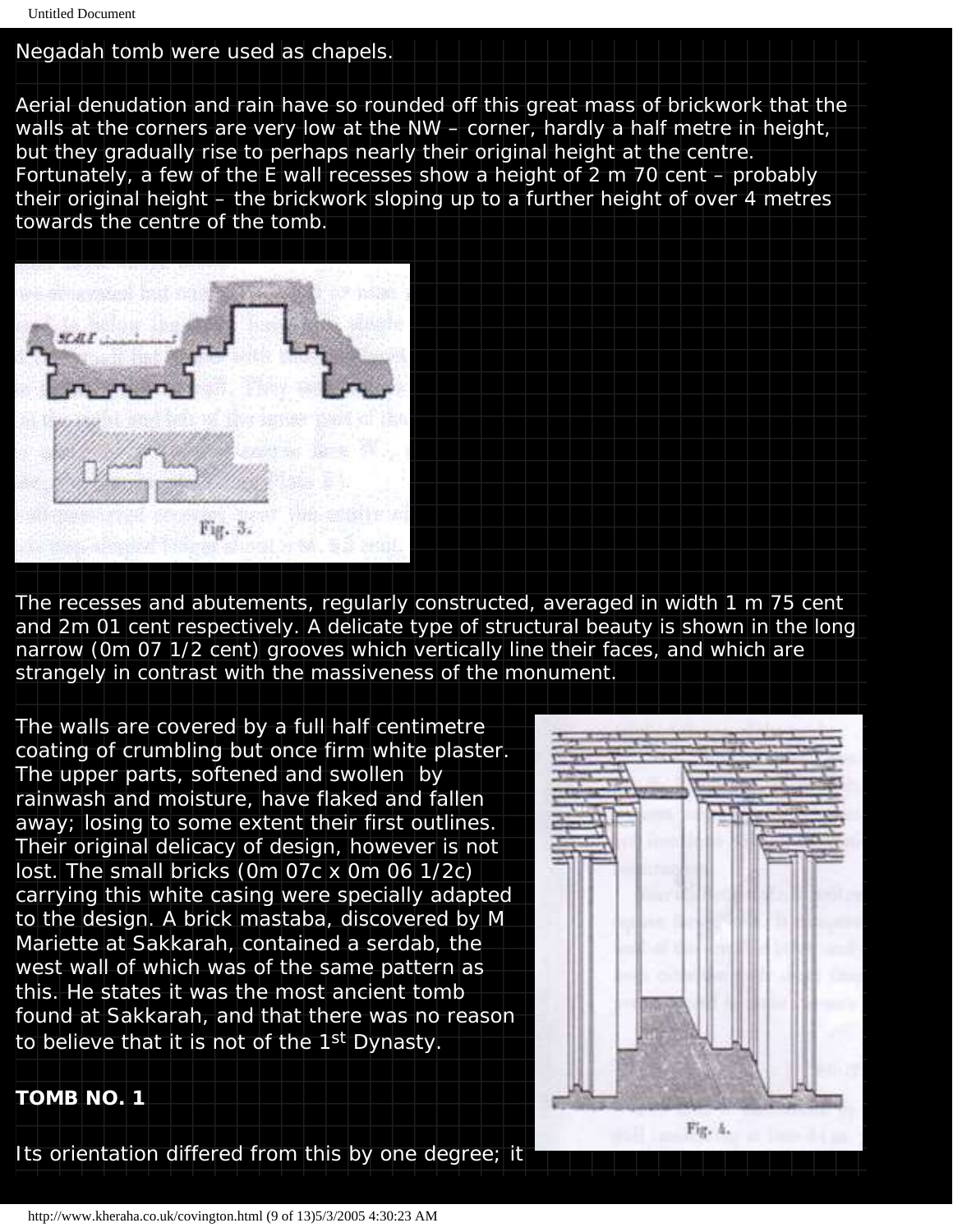Negadah tomb were used as chapels.

Aerial denudation and rain have so rounded off this great mass of brickwork that the walls at the corners are very low at the NW – corner, hardly a half metre in height, but they gradually rise to perhaps nearly their original height at the centre. Fortunately, a few of the E wall recesses show a height of 2 m 70 cent – probably their original height – the brickwork sloping up to a further height of over 4 metres towards the centre of the tomb.

Fig. 3.

The recesses and abutements, regularly constructed, averaged in width 1 m 75 cent and 2m 01 cent respectively. A delicate type of structural beauty is shown in the long narrow (0m 07 1/2 cent) grooves which vertically line their faces, and which are strangely in contrast with the massiveness of the monument.

The walls are covered by a full half centimetre coating of crumbling but once firm white plaster. The upper parts, softened and swollen by rainwash and moisture, have flaked and fallen away; losing to some extent their first outlines. Their original delicacy of design, however is not lost. The small bricks (0m 07c x 0m 06 1/2c) carrying this white casing were specially adapted to the design. A brick mastaba, discovered by M Mariette at Sakkarah, contained a serdab, the west wall of which was of the same pattern as this. He states it was the most ancient tomb found at Sakkarah, and that there was no reason to believe that it is not of the 1st Dynasty.

Fig. 4.

**TOMB NO. 1**

Its orientation differed from this by one degree; it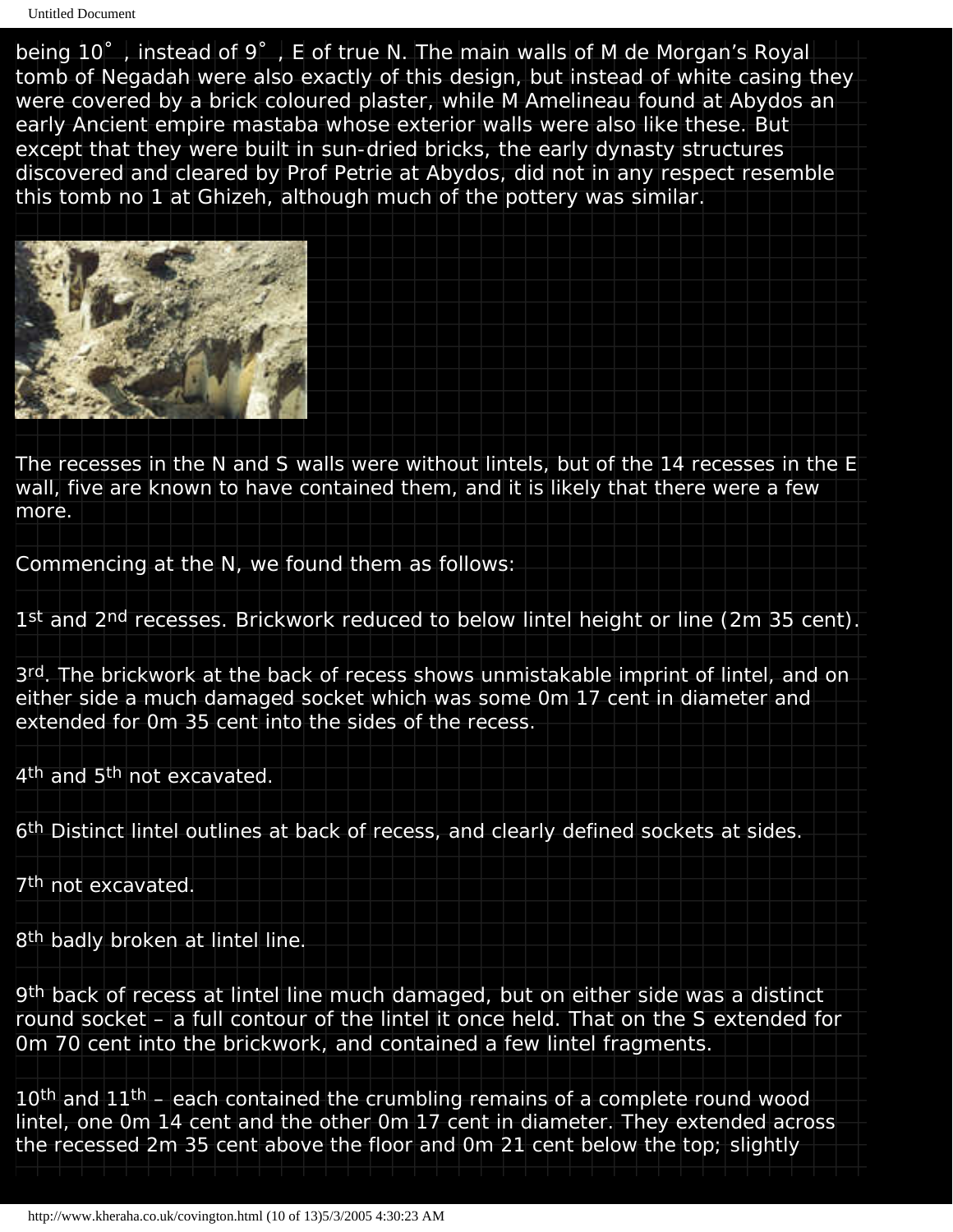being 10˚, instead of 9˚, E of true N. The main walls of M de Morgan's Royal tomb of Negadah were also exactly of this design, but instead of white casing they were covered by a brick coloured plaster, while M Amelineau found at Abydos an early Ancient empire mastaba whose exterior walls were also like these. But except that they were built in sun-dried bricks, the early dynasty structures discovered and cleared by Prof Petrie at Abydos, did not in any respect resemble this tomb no 1 at Ghizeh, although much of the pottery was similar.

The recesses in the N and S walls were without lintels, but of the 14 recesses in the E wall, five are known to have contained them, and it is likely that there were a few more.

Commencing at the N, we found them as follows:

1st and 2nd recesses. Brickwork reduced to below lintel height or line (2m 35 cent).

3rd. The brickwork at the back of recess shows unmistakable imprint of lintel, and on either side a much damaged socket which was some 0m 17 cent in diameter and extended for 0m 35 cent into the sides of the recess.

4th and 5th not excavated.

6th Distinct lintel outlines at back of recess, and clearly defined sockets at sides.

7th not excavated.

8th badly broken at lintel line.

9th back of recess at lintel line much damaged, but on either side was a distinct round socket – a full contour of the lintel it once held. That on the S extended for 0m 70 cent into the brickwork, and contained a few lintel fragments.

10th and 11th – each contained the crumbling remains of a complete round wood lintel, one 0m 14 cent and the other 0m 17 cent in diameter. They extended across the recessed 2m 35 cent above the floor and 0m 21 cent below the top; slightly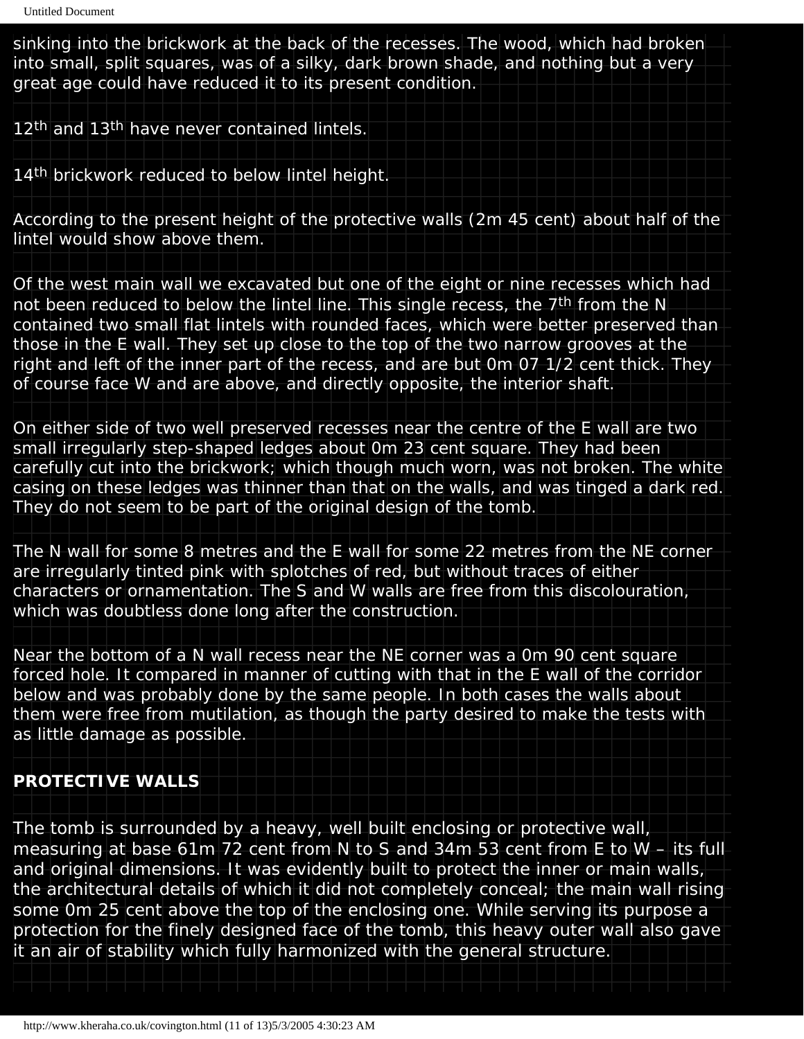sinking into the brickwork at the back of the recesses. The wood, which had broken into small, split squares, was of a silky, dark brown shade, and nothing but a very great age could have reduced it to its present condition.

12th and 13th have never contained lintels.

14th brickwork reduced to below lintel height.

According to the present height of the protective walls (2m 45 cent) about half of the lintel would show above them.

Of the west main wall we excavated but one of the eight or nine recesses which had not been reduced to below the lintel line. This single recess, the 7th from the N contained two small flat lintels with rounded faces, which were better preserved than those in the E wall. They set up close to the top of the two narrow grooves at the right and left of the inner part of the recess, and are but 0m 07 1/2 cent thick. They of course face W and are above, and directly opposite, the interior shaft.

On either side of two well preserved recesses near the centre of the E wall are two small irregularly step-shaped ledges about 0m 23 cent square. They had been carefully cut into the brickwork; which though much worn, was not broken. The white casing on these ledges was thinner than that on the walls, and was tinged a dark red. They do not seem to be part of the original design of the tomb.

The N wall for some 8 metres and the E wall for some 22 metres from the NE corner are irregularly tinted pink with splotches of red, but without traces of either characters or ornamentation. The S and W walls are free from this discolouration, which was doubtless done long after the construction.

Near the bottom of a N wall recess near the NE corner was a 0m 90 cent square forced hole. It compared in manner of cutting with that in the E wall of the corridor below and was probably done by the same people. In both cases the walls about them were free from mutilation, as though the party desired to make the tests with as little damage as possible.

## PROTECTIVE WALLS

The tomb is surrounded by a heavy, well built enclosing or protective wall, measuring at base 61m 72 cent from N to S and 34m 53 cent from E to W – its full and original dimensions. It was evidently built to protect the inner or main walls, the architectural details of which it did not completely conceal; the main wall rising some 0m 25 cent above the top of the enclosing one. While serving its purpose a protection for the finely designed face of the tomb, this heavy outer wall also gave it an air of stability which fully harmonized with the general structure.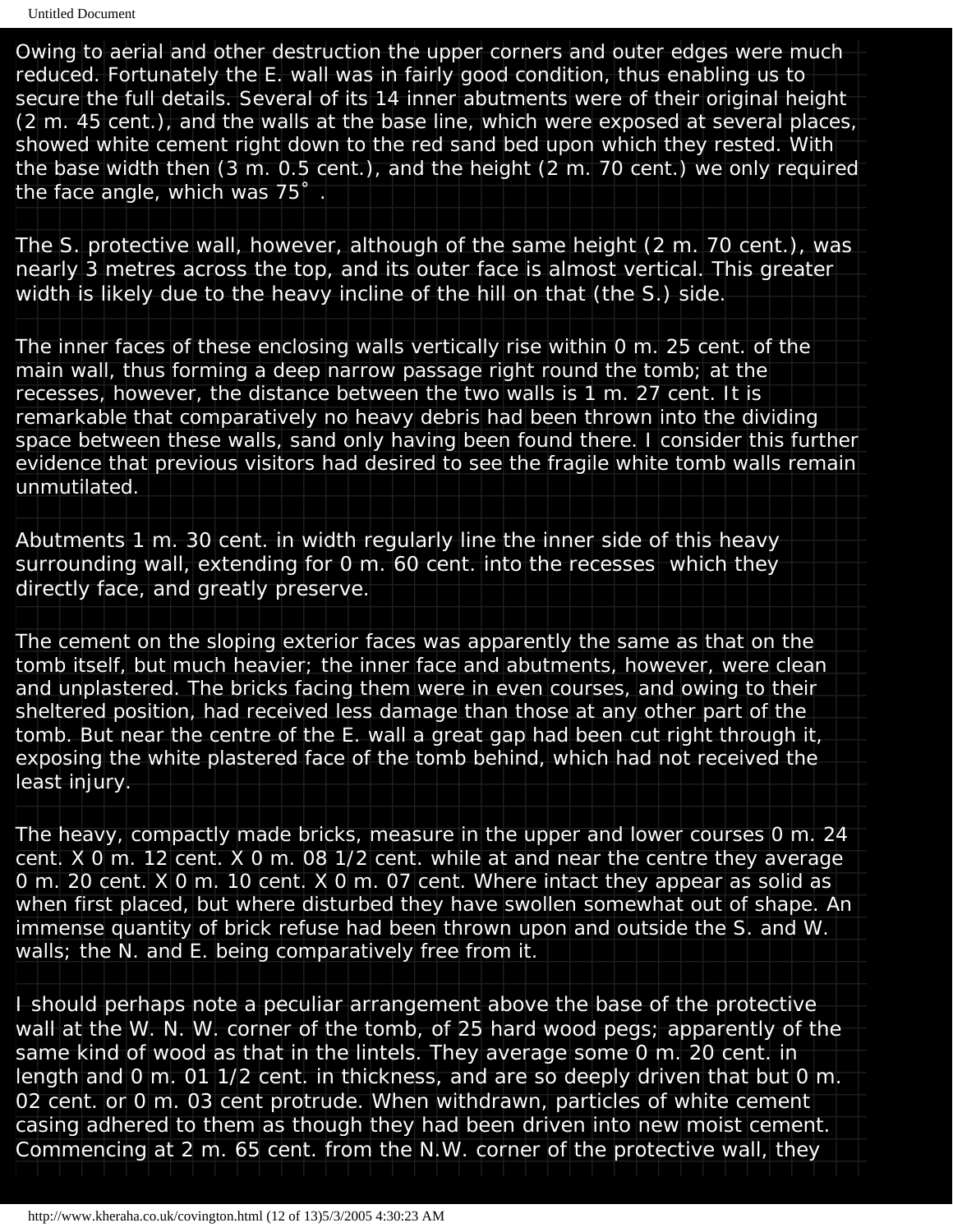Owing to aerial and other destruction the upper corners and outer edges were much reduced. Fortunately the E. wall was in fairly good condition, thus enabling us to secure the full details. Several of its 14 inner abutments were of their original height (2 m. 45 cent.), and the walls at the base line, which were exposed at several places, showed white cement right down to the red sand bed upon which they rested. With the base width then (3 m. 0.5 cent.), and the height (2 m. 70 cent.) we only required the face angle, which was 75˚ .

The S. protective wall, however, although of the same height (2 m. 70 cent.), was nearly 3 metres across the top, and its outer face is almost vertical. This greater width is likely due to the heavy incline of the hill on that (the S.) side.

The inner faces of these enclosing walls vertically rise within 0 m. 25 cent. of the main wall, thus forming a deep narrow passage right round the tomb; at the recesses, however, the distance between the two walls is 1 m. 27 cent. It is remarkable that comparatively no heavy debris had been thrown into the dividing space between these walls, sand only having been found there. I consider this further evidence that previous visitors had desired to see the fragile white tomb walls remain unmutilated.

Abutments 1 m. 30 cent. in width regularly line the inner side of this heavy surrounding wall, extending for 0 m. 60 cent. into the recesses which they directly face, and greatly preserve.

The cement on the sloping exterior faces was apparently the same as that on the tomb itself, but much heavier; the inner face and abutments, however, were clean and unplastered. The bricks facing them were in even courses, and owing to their sheltered position, had received less damage than those at any other part of the tomb. But near the centre of the E. wall a great gap had been cut right through it, exposing the white plastered face of the tomb behind, which had not received the least injury.

The heavy, compactly made bricks, measure in the upper and lower courses 0 m. 24 cent. X 0 m. 12 cent. X 0 m. 08 1/2 cent. while at and near the centre they average 0 m. 20 cent. X 0 m. 10 cent. X 0 m. 07 cent. Where intact they appear as solid as when first placed, but where disturbed they have swollen somewhat out of shape. An immense quantity of brick refuse had been thrown upon and outside the S. and W. walls; the N. and E. being comparatively free from it.

I should perhaps note a peculiar arrangement above the base of the protective wall at the W. N. W. corner of the tomb, of 25 hard wood pegs; apparently of the same kind of wood as that in the lintels. They average some 0 m. 20 cent. in length and 0 m. 01 1/2 cent. in thickness, and are so deeply driven that but 0 m. 02 cent. or 0 m. 03 cent protrude. When withdrawn, particles of white cement casing adhered to them as though they had been driven into new moist cement. Commencing at 2 m. 65 cent. from the N.W. corner of the protective wall, they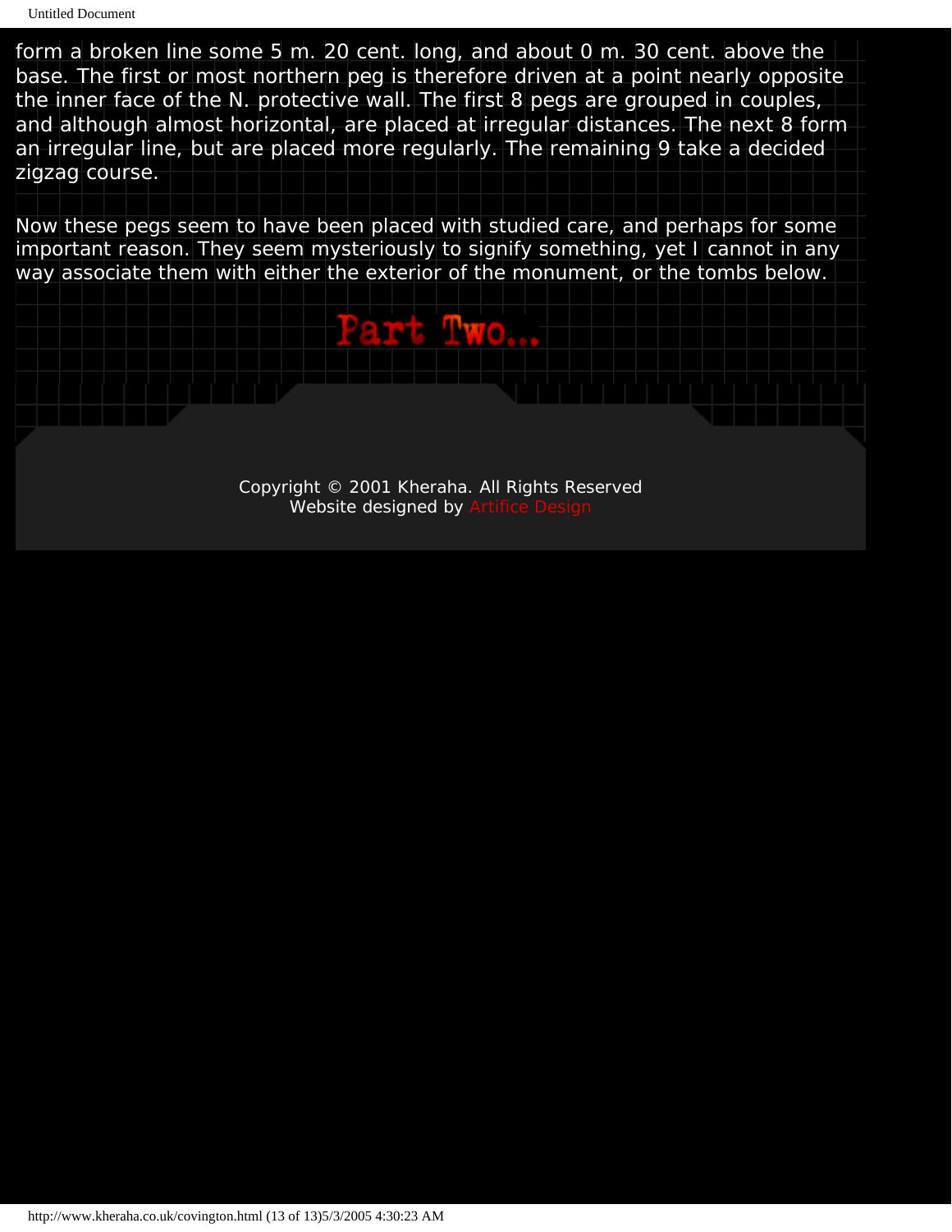form a broken line some 5 m. 20 cent. long, and about 0 m. 30 cent. above the base. The first or most northern peg is therefore driven at a point nearly opposite the inner face of the N. protective wall. The first 8 pegs are grouped in couples, and although almost horizontal, are placed at irregular distances. The next 8 form an irregular line, but are placed more regularly. The remaining 9 take a decided zigzag course.

Now these pegs seem to have been placed with studied care, and perhaps for some important reason. They seem mysteriously to signify something, yet I cannot in any way associate them with either the exterior of the monument, or the tombs below.

Part Two...

Copyright © 2001 Kheraha. All Rights Reserved
Website designed by Artifice Design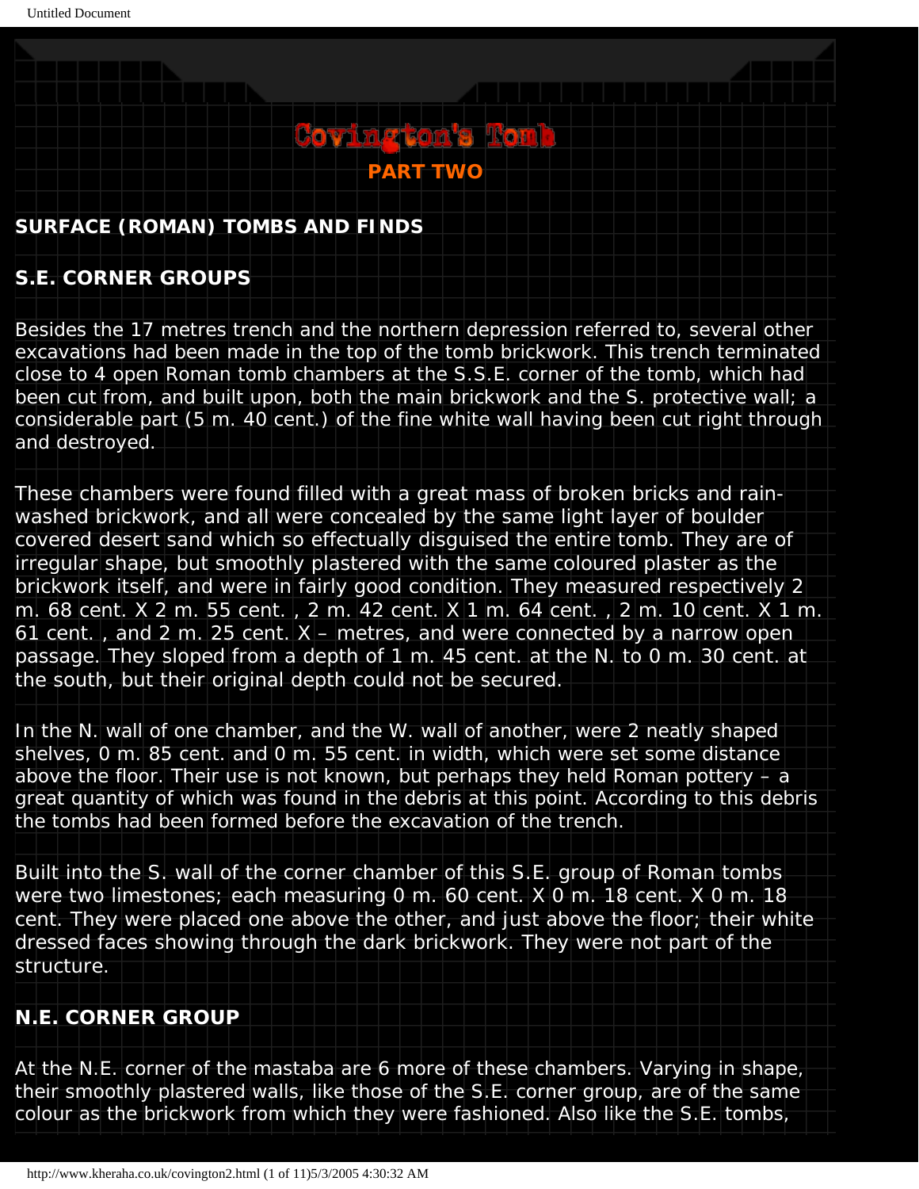# Covington's Tomb

## PART TWO

### SURFACE (ROMAN) TOMBS AND FINDS

### S.E. CORNER GROUPS

Besides the 17 metres trench and the northern depression referred to, several other excavations had been made in the top of the tomb brickwork. This trench terminated close to 4 open Roman tomb chambers at the S.S.E. corner of the tomb, which had been cut from, and built upon, both the main brickwork and the S. protective wall; a considerable part (5 m. 40 cent.) of the fine white wall having been cut right through and destroyed.

These chambers were found filled with a great mass of broken bricks and rain-washed brickwork, and all were concealed by the same light layer of boulder covered desert sand which so effectually disguised the entire tomb. They are of irregular shape, but smoothly plastered with the same coloured plaster as the brickwork itself, and were in fairly good condition. They measured respectively 2 m. 68 cent. X 2 m. 55 cent. , 2 m. 42 cent. X 1 m. 64 cent. , 2 m. 10 cent. X 1 m. 61 cent. , and 2 m. 25 cent. X – metres, and were connected by a narrow open passage. They sloped from a depth of 1 m. 45 cent. at the N. to 0 m. 30 cent. at the south, but their original depth could not be secured.

In the N. wall of one chamber, and the W. wall of another, were 2 neatly shaped shelves, 0 m. 85 cent. and 0 m. 55 cent. in width, which were set some distance above the floor. Their use is not known, but perhaps they held Roman pottery – a great quantity of which was found in the debris at this point. According to this debris the tombs had been formed before the excavation of the trench.

Built into the S. wall of the corner chamber of this S.E. group of Roman tombs were two limestones; each measuring 0 m. 60 cent. X 0 m. 18 cent. X 0 m. 18 cent. They were placed one above the other, and just above the floor; their white dressed faces showing through the dark brickwork. They were not part of the structure.

### N.E. CORNER GROUP

At the N.E. corner of the mastaba are 6 more of these chambers. Varying in shape, their smoothly plastered walls, like those of the S.E. corner group, are of the same colour as the brickwork from which they were fashioned. Also like the S.E. tombs,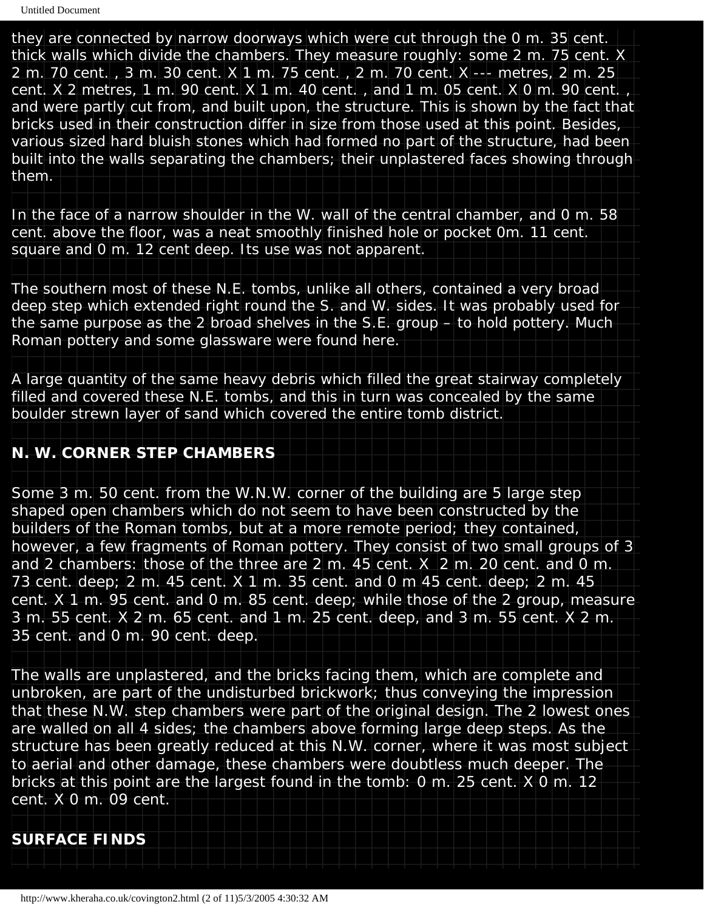they are connected by narrow doorways which were cut through the 0 m. 35 cent. thick walls which divide the chambers. They measure roughly: some 2 m. 75 cent. X 2 m. 70 cent. , 3 m. 30 cent. X 1 m. 75 cent. , 2 m. 70 cent. X --- metres, 2 m. 25 cent. X 2 metres, 1 m. 90 cent. X 1 m. 40 cent. , and 1 m. 05 cent. X 0 m. 90 cent. , and were partly cut from, and built upon, the structure. This is shown by the fact that bricks used in their construction differ in size from those used at this point. Besides, various sized hard bluish stones which had formed no part of the structure, had been built into the walls separating the chambers; their unplastered faces showing through them.

In the face of a narrow shoulder in the W. wall of the central chamber, and 0 m. 58 cent. above the floor, was a neat smoothly finished hole or pocket 0m. 11 cent. square and 0 m. 12 cent deep. Its use was not apparent.

The southern most of these N.E. tombs, unlike all others, contained a very broad deep step which extended right round the S. and W. sides. It was probably used for the same purpose as the 2 broad shelves in the S.E. group – to hold pottery. Much Roman pottery and some glassware were found here.

A large quantity of the same heavy debris which filled the great stairway completely filled and covered these N.E. tombs, and this in turn was concealed by the same boulder strewn layer of sand which covered the entire tomb district.

## N. W. CORNER STEP CHAMBERS

Some 3 m. 50 cent. from the W.N.W. corner of the building are 5 large step shaped open chambers which do not seem to have been constructed by the builders of the Roman tombs, but at a more remote period; they contained, however, a few fragments of Roman pottery. They consist of two small groups of 3 and 2 chambers: those of the three are 2 m. 45 cent. X 2 m. 20 cent. and 0 m. 73 cent. deep; 2 m. 45 cent. X 1 m. 35 cent. and 0 m 45 cent. deep; 2 m. 45 cent. X 1 m. 95 cent. and 0 m. 85 cent. deep; while those of the 2 group, measure 3 m. 55 cent. X 2 m. 65 cent. and 1 m. 25 cent. deep, and 3 m. 55 cent. X 2 m. 35 cent. and 0 m. 90 cent. deep.

The walls are unplastered, and the bricks facing them, which are complete and unbroken, are part of the undisturbed brickwork; thus conveying the impression that these N.W. step chambers were part of the original design. The 2 lowest ones are walled on all 4 sides; the chambers above forming large deep steps. As the structure has been greatly reduced at this N.W. corner, where it was most subject to aerial and other damage, these chambers were doubtless much deeper. The bricks at this point are the largest found in the tomb: 0 m. 25 cent. X 0 m. 12 cent. X 0 m. 09 cent.

## SURFACE FINDS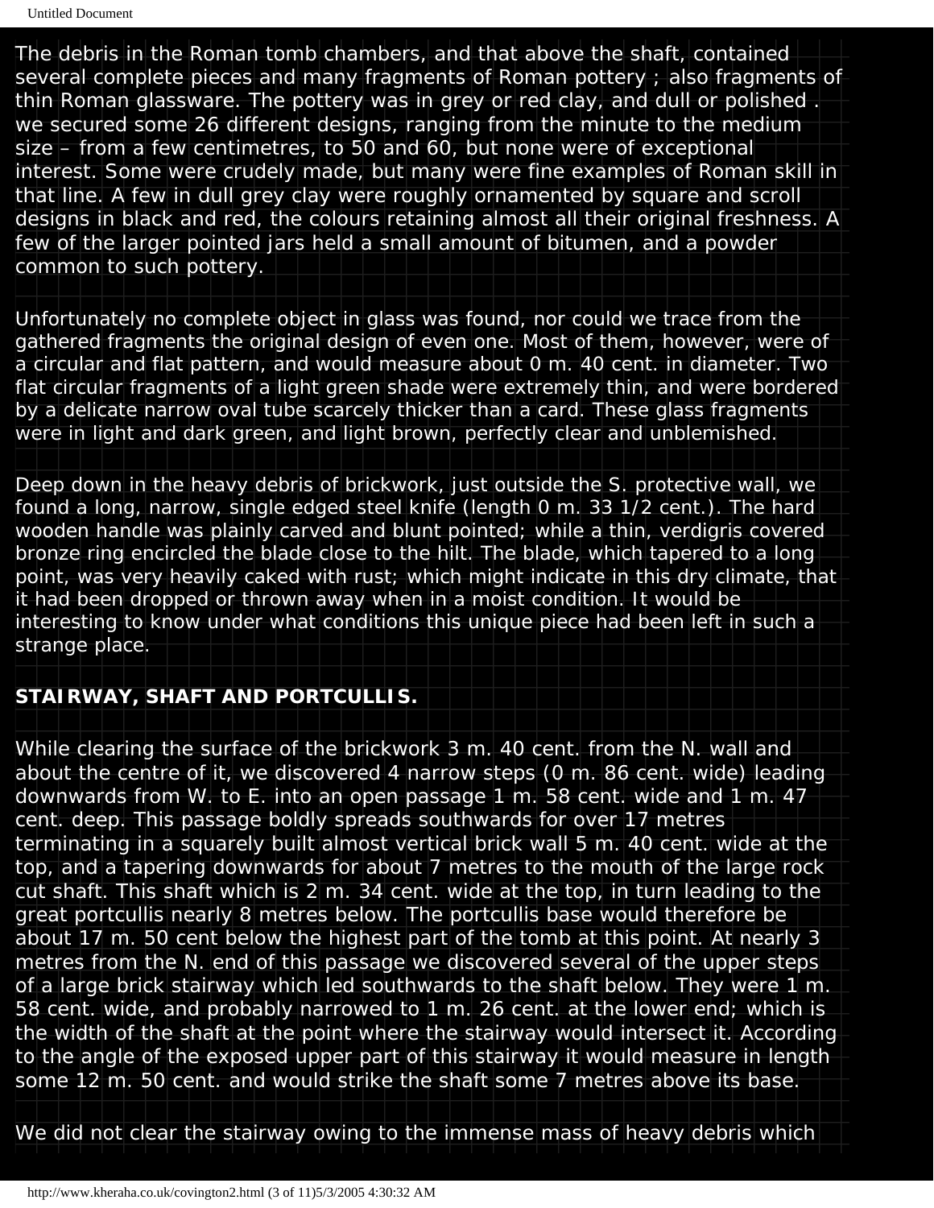The debris in the Roman tomb chambers, and that above the shaft, contained several complete pieces and many fragments of Roman pottery ; also fragments of thin Roman glassware. The pottery was in grey or red clay, and dull or polished . we secured some 26 different designs, ranging from the minute to the medium size – from a few centimetres, to 50 and 60, but none were of exceptional interest. Some were crudely made, but many were fine examples of Roman skill in that line. A few in dull grey clay were roughly ornamented by square and scroll designs in black and red, the colours retaining almost all their original freshness. A few of the larger pointed jars held a small amount of bitumen, and a powder common to such pottery.

Unfortunately no complete object in glass was found, nor could we trace from the gathered fragments the original design of even one. Most of them, however, were of a circular and flat pattern, and would measure about 0 m. 40 cent. in diameter. Two flat circular fragments of a light green shade were extremely thin, and were bordered by a delicate narrow oval tube scarcely thicker than a card. These glass fragments were in light and dark green, and light brown, perfectly clear and unblemished.

Deep down in the heavy debris of brickwork, just outside the S. protective wall, we found a long, narrow, single edged steel knife (length 0 m. 33 1/2 cent.). The hard wooden handle was plainly carved and blunt pointed; while a thin, verdigris covered bronze ring encircled the blade close to the hilt. The blade, which tapered to a long point, was very heavily caked with rust; which might indicate in this dry climate, that it had been dropped or thrown away when in a moist condition. It would be interesting to know under what conditions this unique piece had been left in such a strange place.

**STAIRWAY, SHAFT AND PORTCULLIS.**

While clearing the surface of the brickwork 3 m. 40 cent. from the N. wall and about the centre of it, we discovered 4 narrow steps (0 m. 86 cent. wide) leading downwards from W. to E. into an open passage 1 m. 58 cent. wide and 1 m. 47 cent. deep. This passage boldly spreads southwards for over 17 metres terminating in a squarely built almost vertical brick wall 5 m. 40 cent. wide at the top, and a tapering downwards for about 7 metres to the mouth of the large rock cut shaft. This shaft which is 2 m. 34 cent. wide at the top, in turn leading to the great portcullis nearly 8 metres below. The portcullis base would therefore be about 17 m. 50 cent below the highest part of the tomb at this point. At nearly 3 metres from the N. end of this passage we discovered several of the upper steps of a large brick stairway which led southwards to the shaft below. They were 1 m. 58 cent. wide, and probably narrowed to 1 m. 26 cent. at the lower end; which is the width of the shaft at the point where the stairway would intersect it. According to the angle of the exposed upper part of this stairway it would measure in length some 12 m. 50 cent. and would strike the shaft some 7 metres above its base.

We did not clear the stairway owing to the immense mass of heavy debris which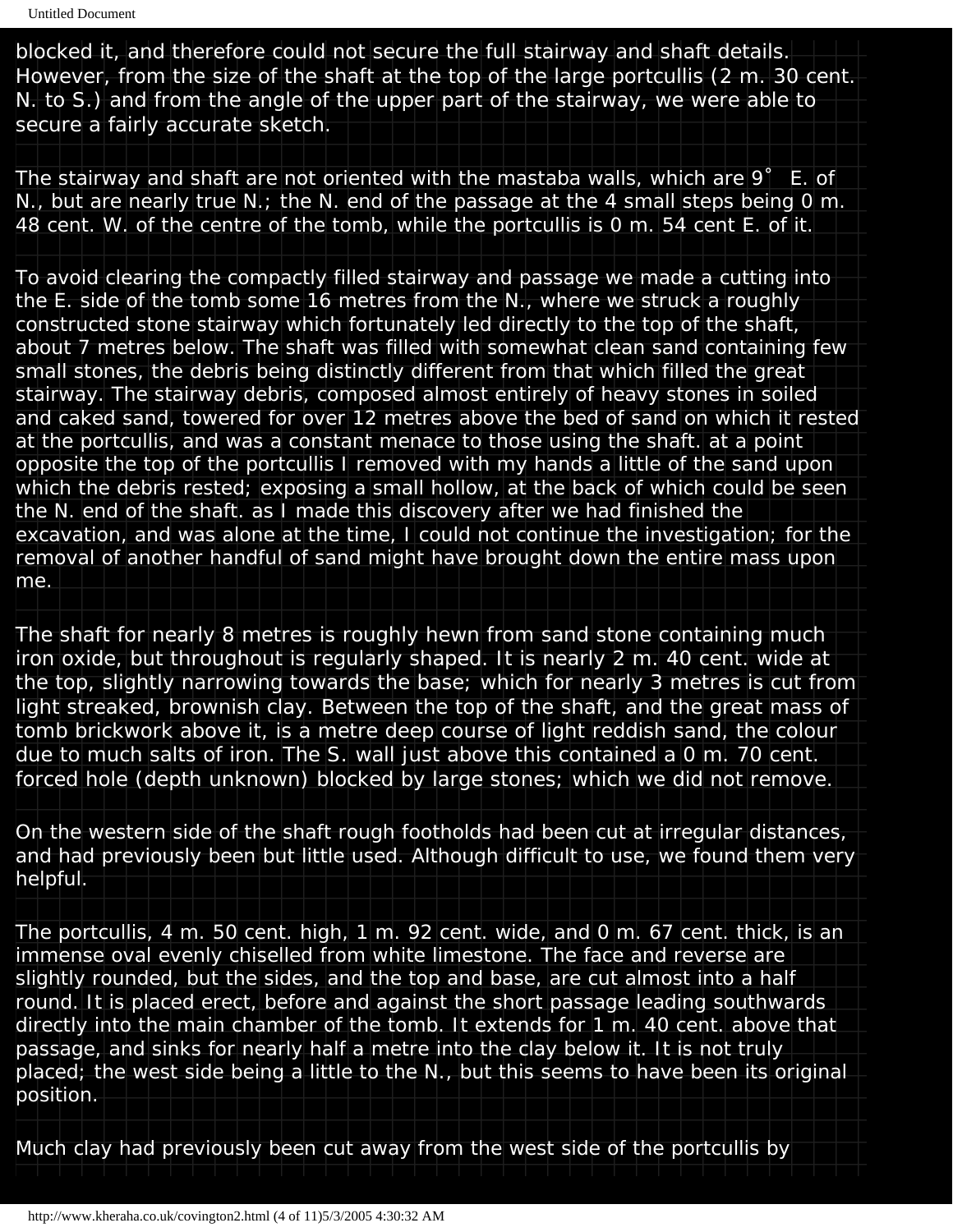blocked it, and therefore could not secure the full stairway and shaft details. However, from the size of the shaft at the top of the large portcullis (2 m. 30 cent. N. to S.) and from the angle of the upper part of the stairway, we were able to secure a fairly accurate sketch.

The stairway and shaft are not oriented with the mastaba walls, which are 9° E. of N., but are nearly true N.; the N. end of the passage at the 4 small steps being 0 m. 48 cent. W. of the centre of the tomb, while the portcullis is 0 m. 54 cent E. of it.

To avoid clearing the compactly filled stairway and passage we made a cutting into the E. side of the tomb some 16 metres from the N., where we struck a roughly constructed stone stairway which fortunately led directly to the top of the shaft, about 7 metres below. The shaft was filled with somewhat clean sand containing few small stones, the debris being distinctly different from that which filled the great stairway. The stairway debris, composed almost entirely of heavy stones in soiled and caked sand, towered for over 12 metres above the bed of sand on which it rested at the portcullis, and was a constant menace to those using the shaft. at a point opposite the top of the portcullis I removed with my hands a little of the sand upon which the debris rested; exposing a small hollow, at the back of which could be seen the N. end of the shaft. as I made this discovery after we had finished the excavation, and was alone at the time, I could not continue the investigation; for the removal of another handful of sand might have brought down the entire mass upon me.

The shaft for nearly 8 metres is roughly hewn from sand stone containing much iron oxide, but throughout is regularly shaped. It is nearly 2 m. 40 cent. wide at the top, slightly narrowing towards the base; which for nearly 3 metres is cut from light streaked, brownish clay. Between the top of the shaft, and the great mass of tomb brickwork above it, is a metre deep course of light reddish sand, the colour due to much salts of iron. The S. wall just above this contained a 0 m. 70 cent. forced hole (depth unknown) blocked by large stones; which we did not remove.

On the western side of the shaft rough footholds had been cut at irregular distances, and had previously been but little used. Although difficult to use, we found them very helpful.

The portcullis, 4 m. 50 cent. high, 1 m. 92 cent. wide, and 0 m. 67 cent. thick, is an immense oval evenly chiselled from white limestone. The face and reverse are slightly rounded, but the sides, and the top and base, are cut almost into a half round. It is placed erect, before and against the short passage leading southwards directly into the main chamber of the tomb. It extends for 1 m. 40 cent. above that passage, and sinks for nearly half a metre into the clay below it. It is not truly placed; the west side being a little to the N., but this seems to have been its original position.

Much clay had previously been cut away from the west side of the portcullis by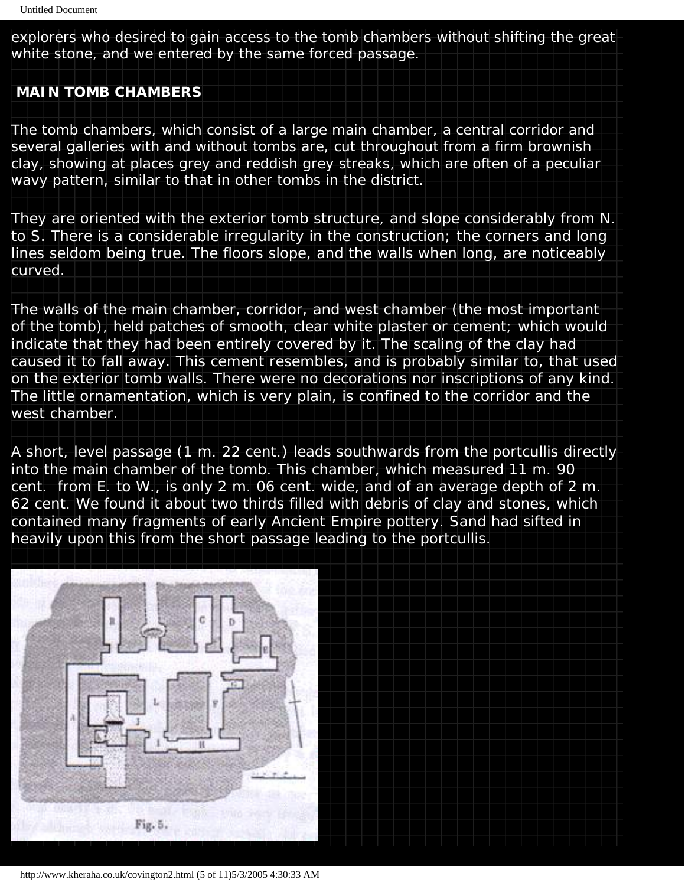explorers who desired to gain access to the tomb chambers without shifting the great white stone, and we entered by the same forced passage.

## MAIN TOMB CHAMBERS

The tomb chambers, which consist of a large main chamber, a central corridor and several galleries with and without tombs are, cut throughout from a firm brownish clay, showing at places grey and reddish grey streaks, which are often of a peculiar wavy pattern, similar to that in other tombs in the district.

They are oriented with the exterior tomb structure, and slope considerably from N. to S. There is a considerable irregularity in the construction; the corners and long lines seldom being true. The floors slope, and the walls when long, are noticeably curved.

The walls of the main chamber, corridor, and west chamber (the most important of the tomb), held patches of smooth, clear white plaster or cement; which would indicate that they had been entirely covered by it. The scaling of the clay had caused it to fall away. This cement resembles, and is probably similar to, that used on the exterior tomb walls. There were no decorations nor inscriptions of any kind. The little ornamentation, which is very plain, is confined to the corridor and the west chamber.

A short, level passage (1 m. 22 cent.) leads southwards from the portcullis directly into the main chamber of the tomb. This chamber, which measured 11 m. 90 cent. from E. to W., is only 2 m. 06 cent. wide, and of an average depth of 2 m. 62 cent. We found it about two thirds filled with debris of clay and stones, which contained many fragments of early Ancient Empire pottery. Sand had sifted in heavily upon this from the short passage leading to the portcullis.

Fig. 5.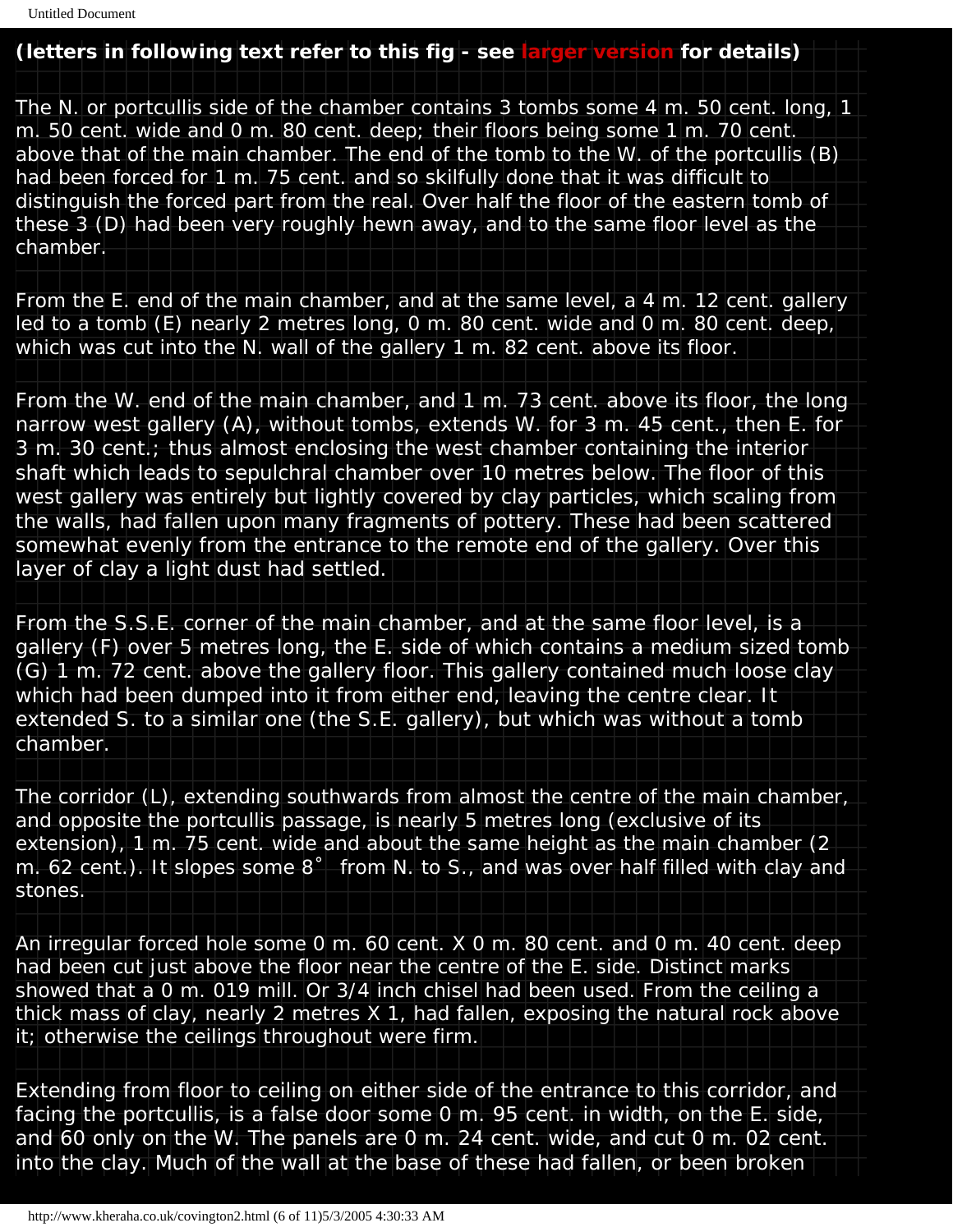**(letters in following text refer to this fig - see larger version for details)**

The N. or portcullis side of the chamber contains 3 tombs some 4 m. 50 cent. long, 1 m. 50 cent. wide and 0 m. 80 cent. deep; their floors being some 1 m. 70 cent. above that of the main chamber. The end of the tomb to the W. of the portcullis (B) had been forced for 1 m. 75 cent. and so skilfully done that it was difficult to distinguish the forced part from the real. Over half the floor of the eastern tomb of these 3 (D) had been very roughly hewn away, and to the same floor level as the chamber.

From the E. end of the main chamber, and at the same level, a 4 m. 12 cent. gallery led to a tomb (E) nearly 2 metres long, 0 m. 80 cent. wide and 0 m. 80 cent. deep, which was cut into the N. wall of the gallery 1 m. 82 cent. above its floor.

From the W. end of the main chamber, and 1 m. 73 cent. above its floor, the long narrow west gallery (A), without tombs, extends W. for 3 m. 45 cent., then E. for 3 m. 30 cent.; thus almost enclosing the west chamber containing the interior shaft which leads to sepulchral chamber over 10 metres below. The floor of this west gallery was entirely but lightly covered by clay particles, which scaling from the walls, had fallen upon many fragments of pottery. These had been scattered somewhat evenly from the entrance to the remote end of the gallery. Over this layer of clay a light dust had settled.

From the S.S.E. corner of the main chamber, and at the same floor level, is a gallery (F) over 5 metres long, the E. side of which contains a medium sized tomb (G) 1 m. 72 cent. above the gallery floor. This gallery contained much loose clay which had been dumped into it from either end, leaving the centre clear. It extended S. to a similar one (the S.E. gallery), but which was without a tomb chamber.

The corridor (L), extending southwards from almost the centre of the main chamber, and opposite the portcullis passage, is nearly 5 metres long (exclusive of its extension), 1 m. 75 cent. wide and about the same height as the main chamber (2 m. 62 cent.). It slopes some 8˚ from N. to S., and was over half filled with clay and stones.

An irregular forced hole some 0 m. 60 cent. X 0 m. 80 cent. and 0 m. 40 cent. deep had been cut just above the floor near the centre of the E. side. Distinct marks showed that a 0 m. 019 mill. Or 3/4 inch chisel had been used. From the ceiling a thick mass of clay, nearly 2 metres X 1, had fallen, exposing the natural rock above it; otherwise the ceilings throughout were firm.

Extending from floor to ceiling on either side of the entrance to this corridor, and facing the portcullis, is a false door some 0 m. 95 cent. in width, on the E. side, and 60 only on the W. The panels are 0 m. 24 cent. wide, and cut 0 m. 02 cent. into the clay. Much of the wall at the base of these had fallen, or been broken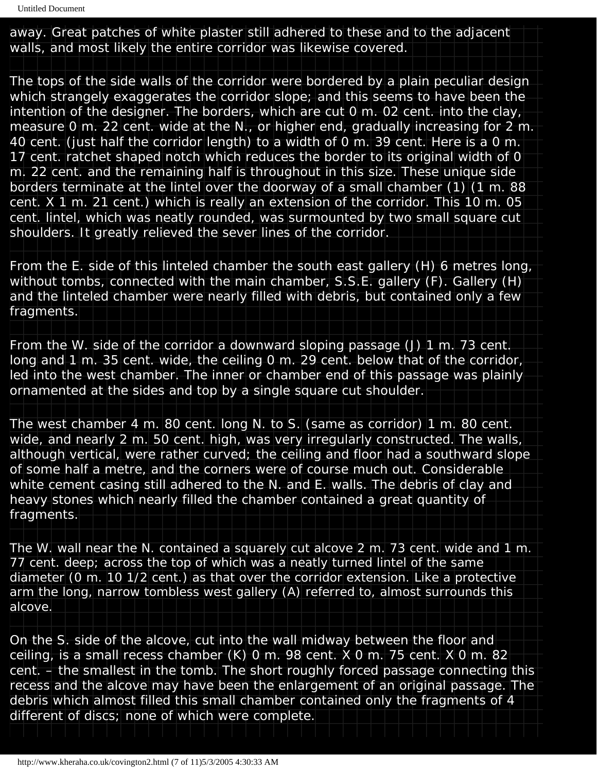away. Great patches of white plaster still adhered to these and to the adjacent walls, and most likely the entire corridor was likewise covered.

The tops of the side walls of the corridor were bordered by a plain peculiar design which strangely exaggerates the corridor slope; and this seems to have been the intention of the designer. The borders, which are cut 0 m. 02 cent. into the clay, measure 0 m. 22 cent. wide at the N., or higher end, gradually increasing for 2 m. 40 cent. (just half the corridor length) to a width of 0 m. 39 cent. Here is a 0 m. 17 cent. ratchet shaped notch which reduces the border to its original width of 0 m. 22 cent. and the remaining half is throughout in this size. These unique side borders terminate at the lintel over the doorway of a small chamber (1) (1 m. 88 cent. X 1 m. 21 cent.) which is really an extension of the corridor. This 10 m. 05 cent. lintel, which was neatly rounded, was surmounted by two small square cut shoulders. It greatly relieved the sever lines of the corridor.

From the E. side of this linteled chamber the south east gallery (H) 6 metres long, without tombs, connected with the main chamber, S.S.E. gallery (F). Gallery (H) and the linteled chamber were nearly filled with debris, but contained only a few fragments.

From the W. side of the corridor a downward sloping passage (J) 1 m. 73 cent. long and 1 m. 35 cent. wide, the ceiling 0 m. 29 cent. below that of the corridor, led into the west chamber. The inner or chamber end of this passage was plainly ornamented at the sides and top by a single square cut shoulder.

The west chamber 4 m. 80 cent. long N. to S. (same as corridor) 1 m. 80 cent. wide, and nearly 2 m. 50 cent. high, was very irregularly constructed. The walls, although vertical, were rather curved; the ceiling and floor had a southward slope of some half a metre, and the corners were of course much out. Considerable white cement casing still adhered to the N. and E. walls. The debris of clay and heavy stones which nearly filled the chamber contained a great quantity of fragments.

The W. wall near the N. contained a squarely cut alcove 2 m. 73 cent. wide and 1 m. 77 cent. deep; across the top of which was a neatly turned lintel of the same diameter (0 m. 10 1/2 cent.) as that over the corridor extension. Like a protective arm the long, narrow tombless west gallery (A) referred to, almost surrounds this alcove.

On the S. side of the alcove, cut into the wall midway between the floor and ceiling, is a small recess chamber (K) 0 m. 98 cent. X 0 m. 75 cent. X 0 m. 82 cent. – the smallest in the tomb. The short roughly forced passage connecting this recess and the alcove may have been the enlargement of an original passage. The debris which almost filled this small chamber contained only the fragments of 4 different of discs; none of which were complete.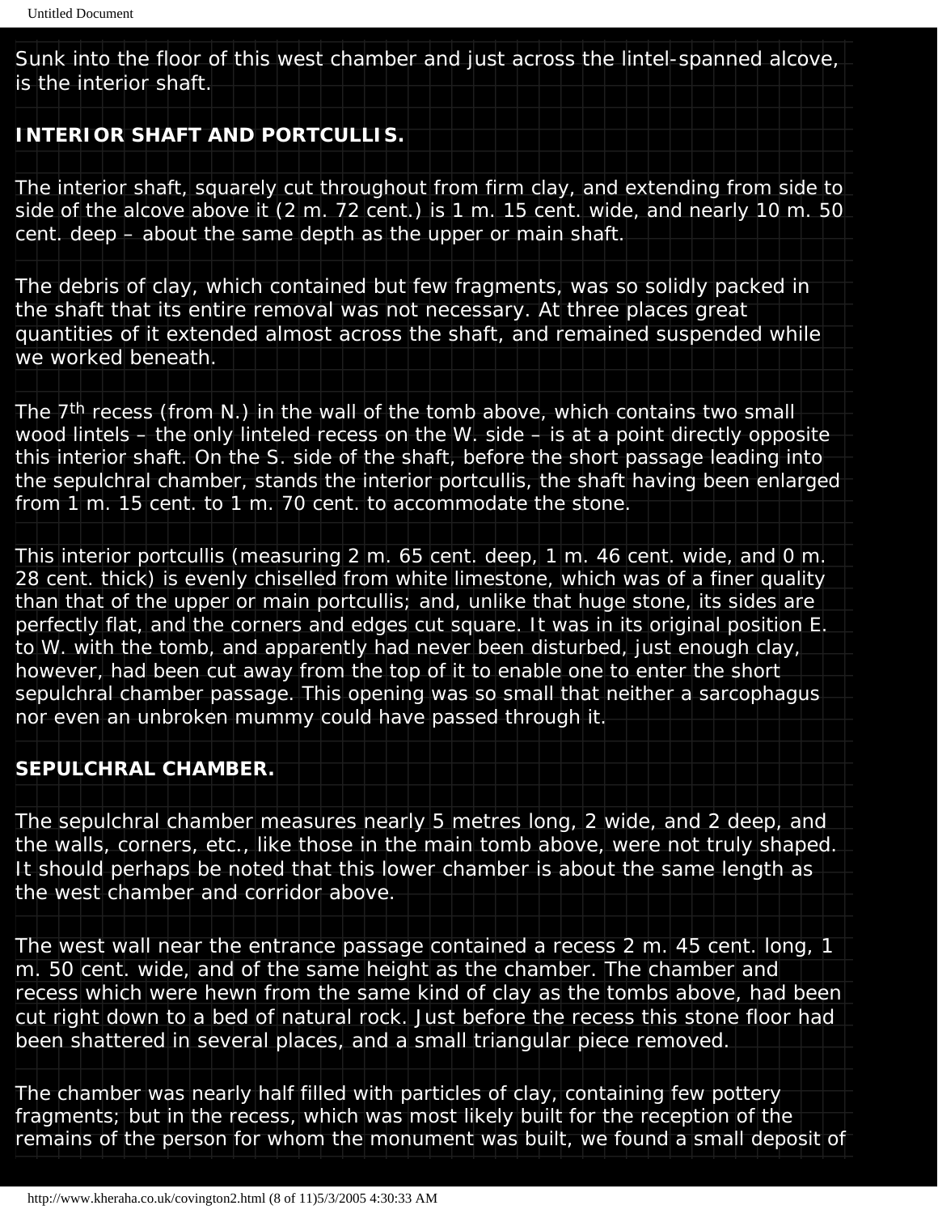Sunk into the floor of this west chamber and just across the lintel-spanned alcove, is the interior shaft.

**INTERIOR SHAFT AND PORTCULLIS.**

The interior shaft, squarely cut throughout from firm clay, and extending from side to side of the alcove above it (2 m. 72 cent.) is 1 m. 15 cent. wide, and nearly 10 m. 50 cent. deep – about the same depth as the upper or main shaft.

The debris of clay, which contained but few fragments, was so solidly packed in the shaft that its entire removal was not necessary. At three places great quantities of it extended almost across the shaft, and remained suspended while we worked beneath.

The 7th recess (from N.) in the wall of the tomb above, which contains two small wood lintels – the only linteled recess on the W. side – is at a point directly opposite this interior shaft. On the S. side of the shaft, before the short passage leading into the sepulchral chamber, stands the interior portcullis, the shaft having been enlarged from 1 m. 15 cent. to 1 m. 70 cent. to accommodate the stone.

This interior portcullis (measuring 2 m. 65 cent. deep, 1 m. 46 cent. wide, and 0 m. 28 cent. thick) is evenly chiselled from white limestone, which was of a finer quality than that of the upper or main portcullis; and, unlike that huge stone, its sides are perfectly flat, and the corners and edges cut square. It was in its original position E. to W. with the tomb, and apparently had never been disturbed, just enough clay, however, had been cut away from the top of it to enable one to enter the short sepulchral chamber passage. This opening was so small that neither a sarcophagus nor even an unbroken mummy could have passed through it.

**SEPULCHRAL CHAMBER.**

The sepulchral chamber measures nearly 5 metres long, 2 wide, and 2 deep, and the walls, corners, etc., like those in the main tomb above, were not truly shaped. It should perhaps be noted that this lower chamber is about the same length as the west chamber and corridor above.

The west wall near the entrance passage contained a recess 2 m. 45 cent. long, 1 m. 50 cent. wide, and of the same height as the chamber. The chamber and recess which were hewn from the same kind of clay as the tombs above, had been cut right down to a bed of natural rock. Just before the recess this stone floor had been shattered in several places, and a small triangular piece removed.

The chamber was nearly half filled with particles of clay, containing few pottery fragments; but in the recess, which was most likely built for the reception of the remains of the person for whom the monument was built, we found a small deposit of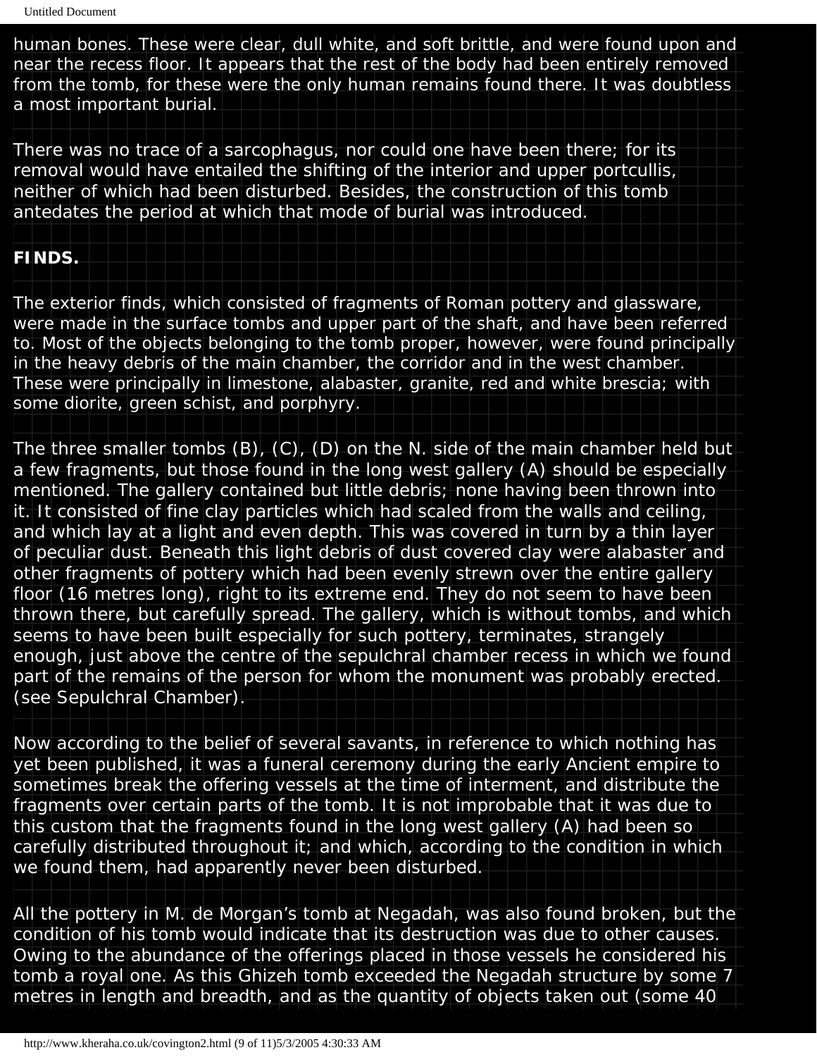human bones. These were clear, dull white, and soft brittle, and were found upon and near the recess floor. It appears that the rest of the body had been entirely removed from the tomb, for these were the only human remains found there. It was doubtless a most important burial.

There was no trace of a sarcophagus, nor could one have been there; for its removal would have entailed the shifting of the interior and upper portcullis, neither of which had been disturbed. Besides, the construction of this tomb antedates the period at which that mode of burial was introduced.

**FINDS.**

The exterior finds, which consisted of fragments of Roman pottery and glassware, were made in the surface tombs and upper part of the shaft, and have been referred to. Most of the objects belonging to the tomb proper, however, were found principally in the heavy debris of the main chamber, the corridor and in the west chamber. These were principally in limestone, alabaster, granite, red and white brescia; with some diorite, green schist, and porphyry.

The three smaller tombs (B), (C), (D) on the N. side of the main chamber held but a few fragments, but those found in the long west gallery (A) should be especially mentioned. The gallery contained but little debris; none having been thrown into it. It consisted of fine clay particles which had scaled from the walls and ceiling, and which lay at a light and even depth. This was covered in turn by a thin layer of peculiar dust. Beneath this light debris of dust covered clay were alabaster and other fragments of pottery which had been evenly strewn over the entire gallery floor (16 metres long), right to its extreme end. They do not seem to have been thrown there, but carefully spread. The gallery, which is without tombs, and which seems to have been built especially for such pottery, terminates, strangely enough, just above the centre of the sepulchral chamber recess in which we found part of the remains of the person for whom the monument was probably erected. (see Sepulchral Chamber).

Now according to the belief of several savants, in reference to which nothing has yet been published, it was a funeral ceremony during the early Ancient empire to sometimes break the offering vessels at the time of interment, and distribute the fragments over certain parts of the tomb. It is not improbable that it was due to this custom that the fragments found in the long west gallery (A) had been so carefully distributed throughout it; and which, according to the condition in which we found them, had apparently never been disturbed.

All the pottery in M. de Morgan's tomb at Negadah, was also found broken, but the condition of his tomb would indicate that its destruction was due to other causes. Owing to the abundance of the offerings placed in those vessels he considered his tomb a royal one. As this Ghizeh tomb exceeded the Negadah structure by some 7 metres in length and breadth, and as the quantity of objects taken out (some 40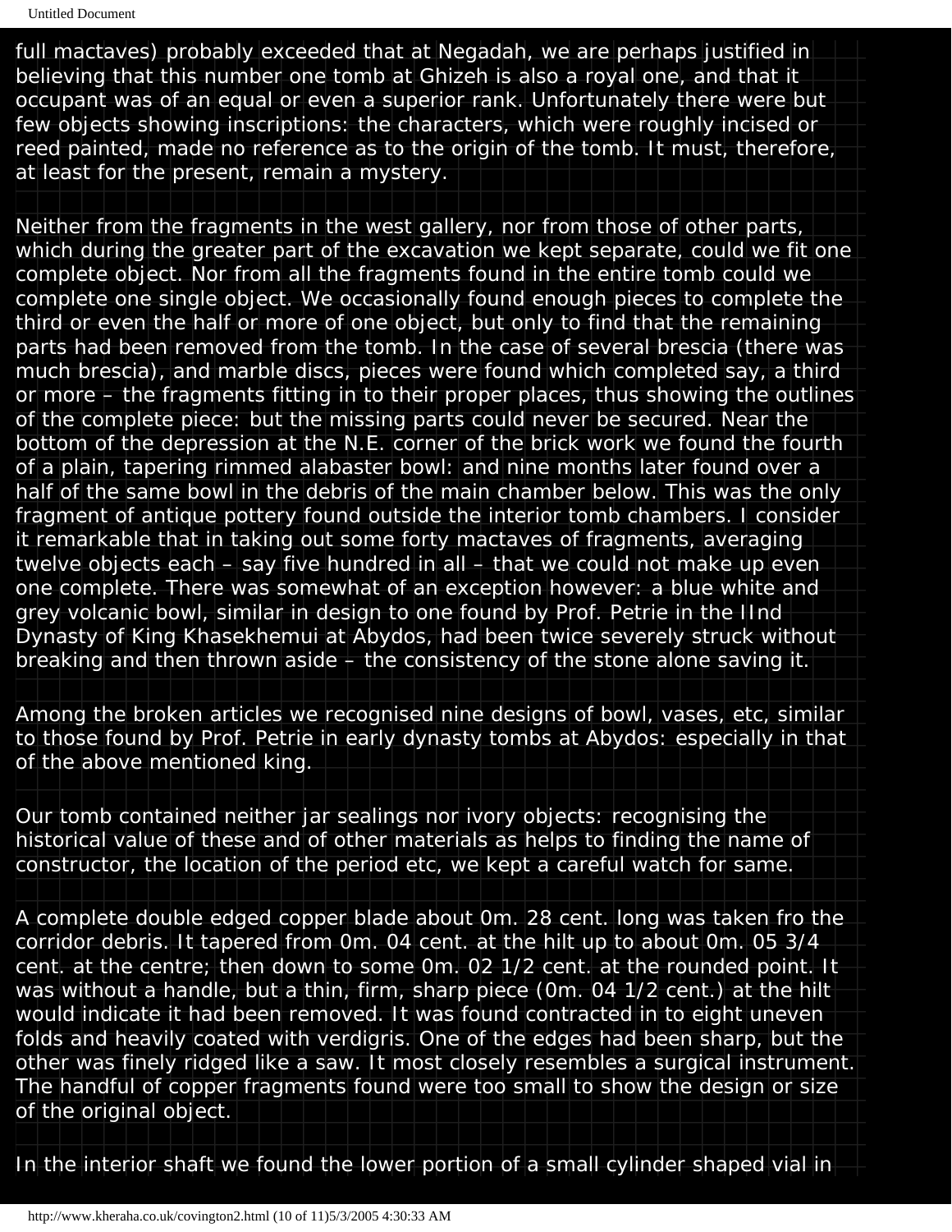full mactaves) probably exceeded that at Negadah, we are perhaps justified in believing that this number one tomb at Ghizeh is also a royal one, and that it occupant was of an equal or even a superior rank. Unfortunately there were but few objects showing inscriptions: the characters, which were roughly incised or reed painted, made no reference as to the origin of the tomb. It must, therefore, at least for the present, remain a mystery.

Neither from the fragments in the west gallery, nor from those of other parts, which during the greater part of the excavation we kept separate, could we fit one complete object. Nor from all the fragments found in the entire tomb could we complete one single object. We occasionally found enough pieces to complete the third or even the half or more of one object, but only to find that the remaining parts had been removed from the tomb. In the case of several brescia (there was much brescia), and marble discs, pieces were found which completed say, a third or more – the fragments fitting in to their proper places, thus showing the outlines of the complete piece: but the missing parts could never be secured. Near the bottom of the depression at the N.E. corner of the brick work we found the fourth of a plain, tapering rimmed alabaster bowl: and nine months later found over a half of the same bowl in the debris of the main chamber below. This was the only fragment of antique pottery found outside the interior tomb chambers. I consider it remarkable that in taking out some forty mactaves of fragments, averaging twelve objects each – say five hundred in all – that we could not make up even one complete. There was somewhat of an exception however: a blue white and grey volcanic bowl, similar in design to one found by Prof. Petrie in the IInd Dynasty of King Khasekhemui at Abydos, had been twice severely struck without breaking and then thrown aside – the consistency of the stone alone saving it.

Among the broken articles we recognised nine designs of bowl, vases, etc, similar to those found by Prof. Petrie in early dynasty tombs at Abydos: especially in that of the above mentioned king.

Our tomb contained neither jar sealings nor ivory objects: recognising the historical value of these and of other materials as helps to finding the name of constructor, the location of the period etc, we kept a careful watch for same.

A complete double edged copper blade about 0m. 28 cent. long was taken fro the corridor debris. It tapered from 0m. 04 cent. at the hilt up to about 0m. 05 3/4 cent. at the centre; then down to some 0m. 02 1/2 cent. at the rounded point. It was without a handle, but a thin, firm, sharp piece (0m. 04 1/2 cent.) at the hilt would indicate it had been removed. It was found contracted in to eight uneven folds and heavily coated with verdigris. One of the edges had been sharp, but the other was finely ridged like a saw. It most closely resembles a surgical instrument. The handful of copper fragments found were too small to show the design or size of the original object.

In the interior shaft we found the lower portion of a small cylinder shaped vial in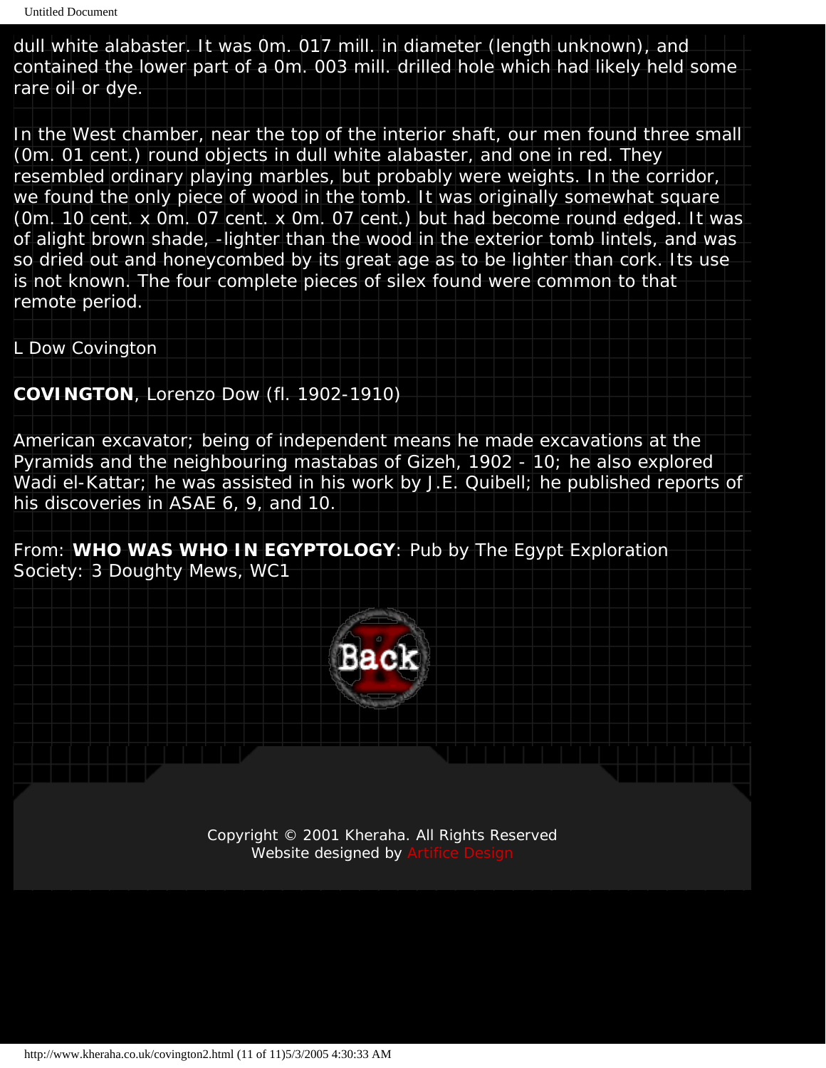dull white alabaster. It was 0m. 017 mill. in diameter (length unknown), and contained the lower part of a 0m. 003 mill. drilled hole which had likely held some rare oil or dye.

In the West chamber, near the top of the interior shaft, our men found three small (0m. 01 cent.) round objects in dull white alabaster, and one in red. They resembled ordinary playing marbles, but probably were weights. In the corridor, we found the only piece of wood in the tomb. It was originally somewhat square (0m. 10 cent. x 0m. 07 cent. x 0m. 07 cent.) but had become round edged. It was of alight brown shade, -lighter than the wood in the exterior tomb lintels, and was so dried out and honeycombed by its great age as to be lighter than cork. Its use is not known. The four complete pieces of silex found were common to that remote period.

L Dow Covington

**COVINGTON**, Lorenzo Dow (fl. 1902-1910)

American excavator; being of independent means he made excavations at the Pyramids and the neighbouring mastabas of Gizeh, 1902 - 10; he also explored Wadi el-Kattar; he was assisted in his work by J.E. Quibell; he published reports of his discoveries in ASAE 6, 9, and 10.

From: **WHO WAS WHO IN EGYPTOLOGY**: Pub by The Egypt Exploration Society: 3 Doughty Mews, WC1

Back

Copyright © 2001 Kheraha. All Rights Reserved
Website designed by Artifice Design